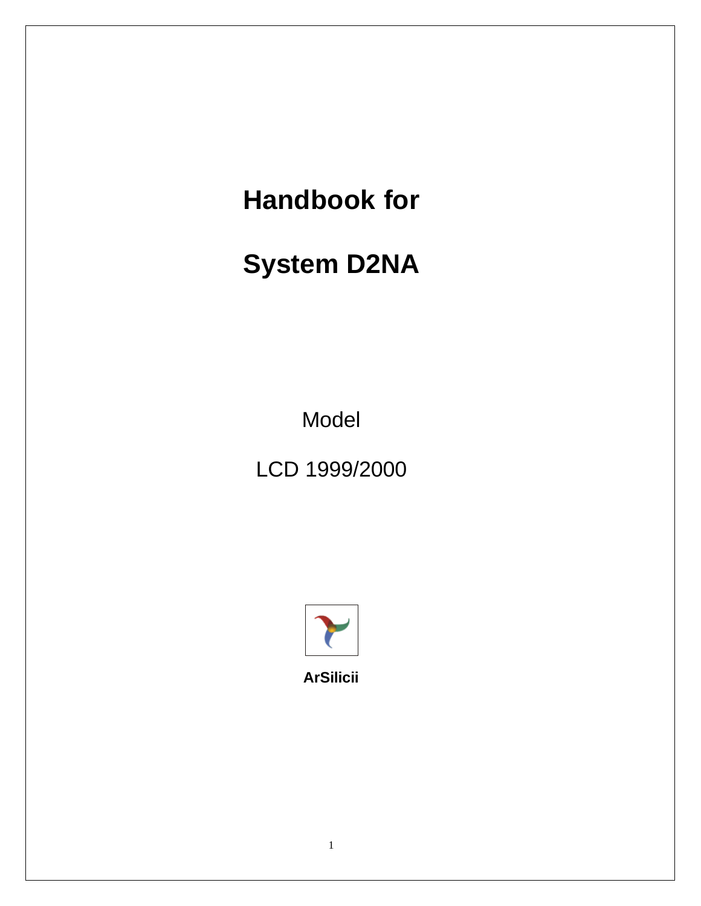# Handbook for

# System D2NA

Model

LCD 1999/2000

**ArSilicii**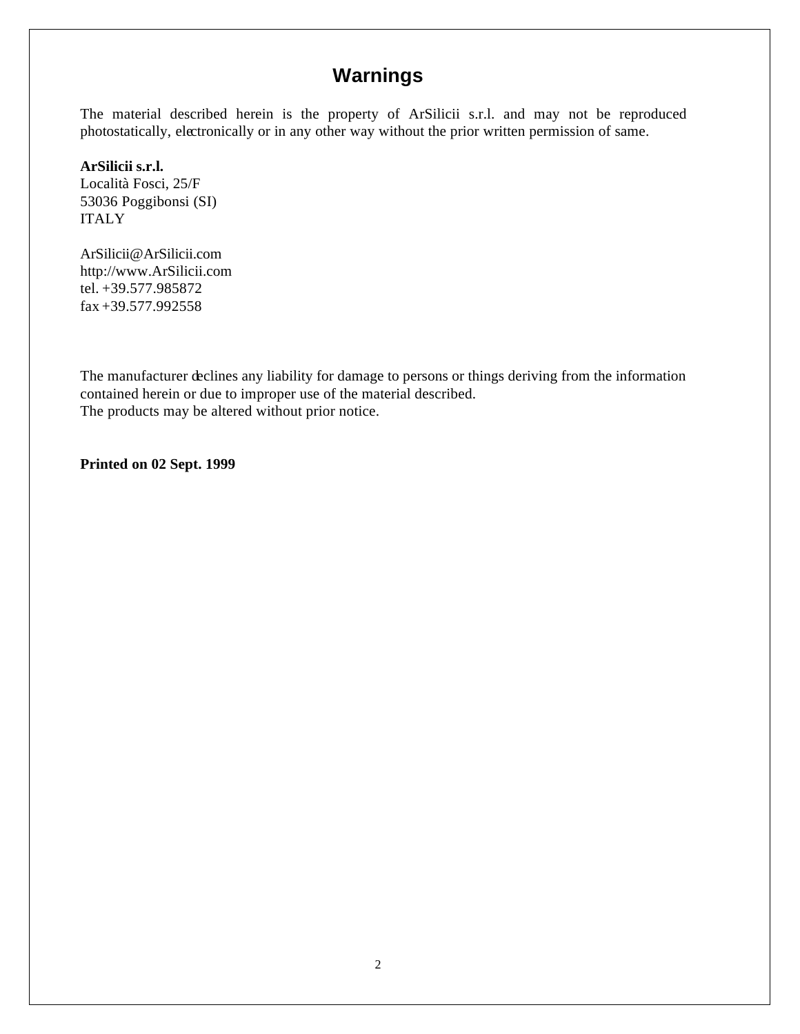# Warnings

The material described herein is the property of ArSilicii s.r.l. and may not be reproduced photostatically, electronically or in any other way without the prior written permission of same.

**ArSilicii s.r.l.**
Località Fosci, 25/F
53036 Poggibonsi (SI)
ITALY

ArSilicii@ArSilicii.com
http://www.ArSilicii.com
tel. +39.577.985872
fax +39.577.992558

The manufacturer declines any liability for damage to persons or things deriving from the information contained herein or due to improper use of the material described.
The products may be altered without prior notice.

**Printed on 02 Sept. 1999**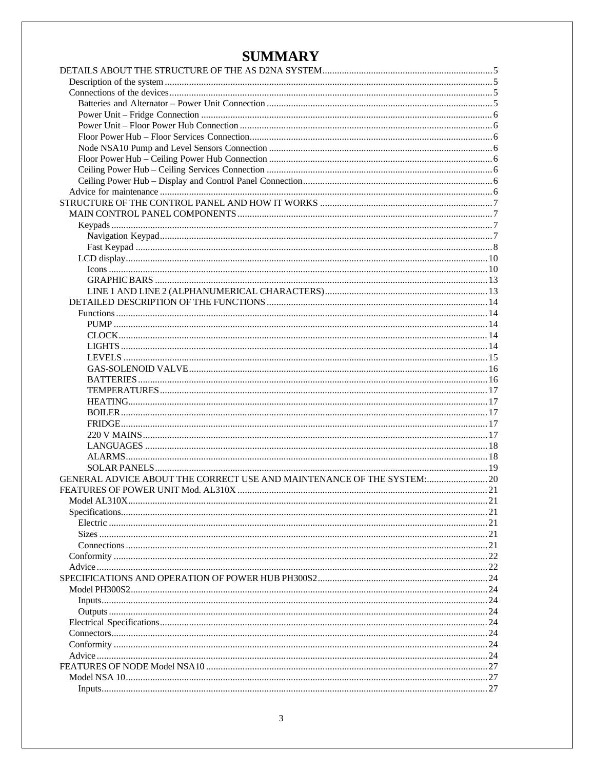# SUMMARY

- DETAILS ABOUT THE STRUCTURE OF THE AS D2NA SYSTEM ........ 5
  - Description of the system ........ 5
  - Connections of the devices ........ 5
    - Batteries and Alternator – Power Unit Connection ........ 5
    - Power Unit – Fridge Connection ........ 6
    - Power Unit – Floor Power Hub Connection ........ 6
    - Floor Power Hub – Floor Services Connection ........ 6
    - Node NSA10 Pump and Level Sensors Connection ........ 6
    - Floor Power Hub – Ceiling Power Hub Connection ........ 6
    - Ceiling Power Hub – Ceiling Services Connection ........ 6
    - Ceiling Power Hub – Display and Control Panel Connection ........ 6
  - Advice for maintenance ........ 6
- STRUCTURE OF THE CONTROL PANEL AND HOW IT WORKS ........ 7
  - MAIN CONTROL PANEL COMPONENTS ........ 7
    - Keypads ........ 7
      - Navigation Keypad ........ 7
      - Fast Keypad ........ 8
    - LCD display ........ 10
      - Icons ........ 10
      - GRAPHIC BARS ........ 13
      - LINE 1 AND LINE 2 (ALPHANUMERICAL CHARACTERS) ........ 13
  - DETAILED DESCRIPTION OF THE FUNCTIONS ........ 14
    - Functions ........ 14
      - PUMP ........ 14
      - CLOCK ........ 14
      - LIGHTS ........ 14
      - LEVELS ........ 15
      - GAS-SOLENOID VALVE ........ 16
      - BATTERIES ........ 16
      - TEMPERATURES ........ 17
      - HEATING ........ 17
      - BOILER ........ 17
      - FRIDGE ........ 17
      - 220 V MAINS ........ 17
      - LANGUAGES ........ 18
      - ALARMS ........ 18
      - SOLAR PANELS ........ 19
- GENERAL ADVICE ABOUT THE CORRECT USE AND MAINTENANCE OF THE SYSTEM: ........ 20
- FEATURES OF POWER UNIT Mod. AL310X ........ 21
  - Model AL310X ........ 21
  - Specifications ........ 21
    - Electric ........ 21
    - Sizes ........ 21
    - Connections ........ 21
  - Conformity ........ 22
  - Advice ........ 22
- SPECIFICATIONS AND OPERATION OF POWER HUB PH300S2 ........ 24
  - Model PH300S2 ........ 24
    - Inputs ........ 24
    - Outputs ........ 24
  - Electrical Specifications ........ 24
  - Connectors ........ 24
  - Conformity ........ 24
  - Advice ........ 24
- FEATURES OF NODE Model NSA10 ........ 27
  - Model NSA 10 ........ 27
    - Inputs ........ 27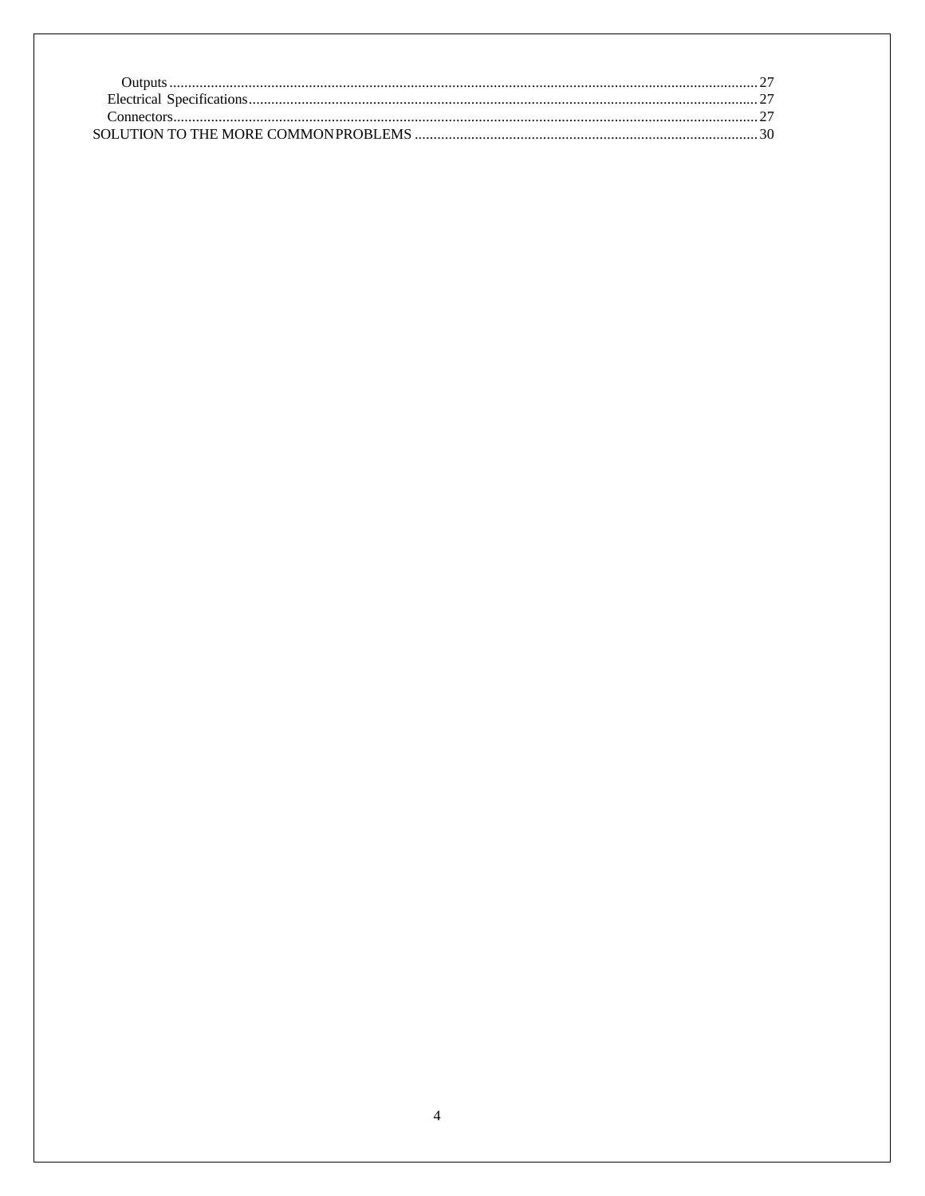Outputs ........................................................................................................................................................ 27
Electrical Specifications ..................................................................................................................................... 27
Connectors ........................................................................................................................................................ 27
SOLUTION TO THE MORE COMMON PROBLEMS ........................................................................................... 30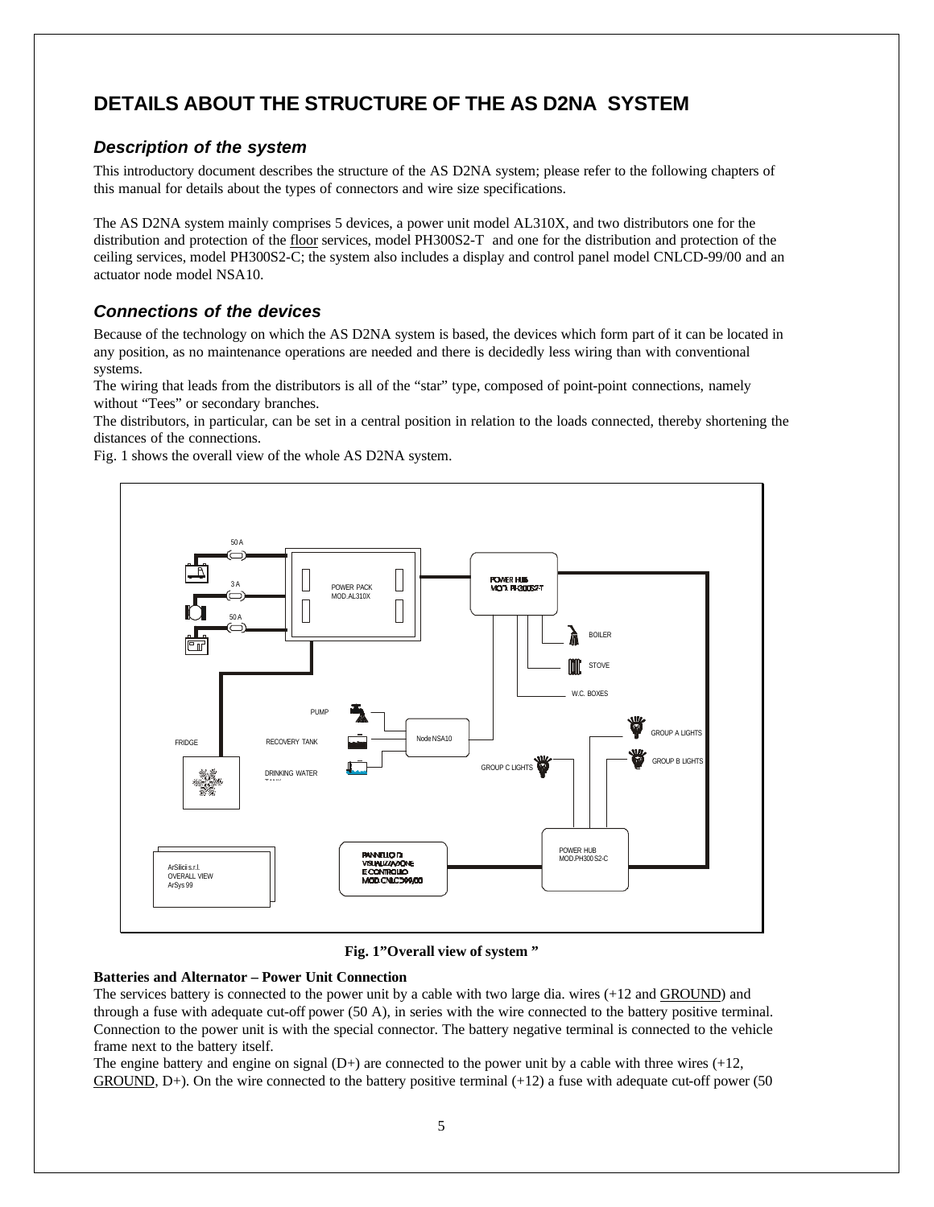# DETAILS ABOUT THE STRUCTURE OF THE AS D2NA SYSTEM

## *Description of the system*

This introductory document describes the structure of the AS D2NA system; please refer to the following chapters of this manual for details about the types of connectors and wire size specifications.

The AS D2NA system mainly comprises 5 devices, a power unit model AL310X, and two distributors one for the distribution and protection of the floor services, model PH300S2-T and one for the distribution and protection of the ceiling services, model PH300S2-C; the system also includes a display and control panel model CNLCD-99/00 and an actuator node model NSA10.

## *Connections of the devices*

Because of the technology on which the AS D2NA system is based, the devices which form part of it can be located in any position, as no maintenance operations are needed and there is decidedly less wiring than with conventional systems.

The wiring that leads from the distributors is all of the "star" type, composed of point-point connections, namely without "Tees" or secondary branches.

The distributors, in particular, can be set in a central position in relation to the loads connected, thereby shortening the distances of the connections.

Fig. 1 shows the overall view of the whole AS D2NA system.

**Fig. 1"Overall view of system "**

**Batteries and Alternator – Power Unit Connection**

The services battery is connected to the power unit by a cable with two large dia. wires (+12 and GROUND) and through a fuse with adequate cut-off power (50 A), in series with the wire connected to the battery positive terminal. Connection to the power unit is with the special connector. The battery negative terminal is connected to the vehicle frame next to the battery itself.

The engine battery and engine on signal (D+) are connected to the power unit by a cable with three wires (+12, GROUND, D+). On the wire connected to the battery positive terminal (+12) a fuse with adequate cut-off power (50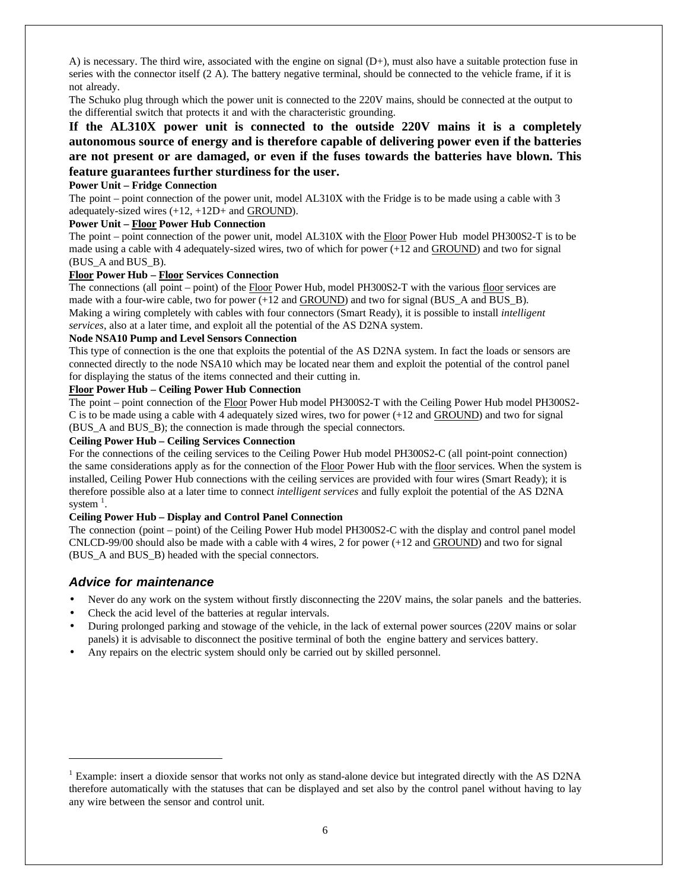A) is necessary. The third wire, associated with the engine on signal (D+), must also have a suitable protection fuse in series with the connector itself (2 A). The battery negative terminal, should be connected to the vehicle frame, if it is not already.

The Schuko plug through which the power unit is connected to the 220V mains, should be connected at the output to the differential switch that protects it and with the characteristic grounding.

**If the AL310X power unit is connected to the outside 220V mains it is a completely autonomous source of energy and is therefore capable of delivering power even if the batteries are not present or are damaged, or even if the fuses towards the batteries have blown. This feature guarantees further sturdiness for the user.**

**Power Unit – Fridge Connection**

The point – point connection of the power unit, model AL310X with the Fridge is to be made using a cable with 3 adequately-sized wires (+12, +12D+ and GROUND).

**Power Unit – Floor Power Hub Connection**

The point – point connection of the power unit, model AL310X with the Floor Power Hub model PH300S2-T is to be made using a cable with 4 adequately-sized wires, two of which for power (+12 and GROUND) and two for signal (BUS_A and BUS_B).

**Floor Power Hub – Floor Services Connection**

The connections (all point – point) of the Floor Power Hub, model PH300S2-T with the various floor services are made with a four-wire cable, two for power (+12 and GROUND) and two for signal (BUS_A and BUS_B).

Making a wiring completely with cables with four connectors (Smart Ready), it is possible to install *intelligent services*, also at a later time, and exploit all the potential of the AS D2NA system.

**Node NSA10 Pump and Level Sensors Connection**

This type of connection is the one that exploits the potential of the AS D2NA system. In fact the loads or sensors are connected directly to the node NSA10 which may be located near them and exploit the potential of the control panel for displaying the status of the items connected and their cutting in.

**Floor Power Hub – Ceiling Power Hub Connection**

The point – point connection of the Floor Power Hub model PH300S2-T with the Ceiling Power Hub model PH300S2-C is to be made using a cable with 4 adequately sized wires, two for power (+12 and GROUND) and two for signal (BUS_A and BUS_B); the connection is made through the special connectors.

**Ceiling Power Hub – Ceiling Services Connection**

For the connections of the ceiling services to the Ceiling Power Hub model PH300S2-C (all point-point connection) the same considerations apply as for the connection of the Floor Power Hub with the floor services. When the system is installed, Ceiling Power Hub connections with the ceiling services are provided with four wires (Smart Ready); it is therefore possible also at a later time to connect *intelligent services* and fully exploit the potential of the AS D2NA system [1].

**Ceiling Power Hub – Display and Control Panel Connection**

The connection (point – point) of the Ceiling Power Hub model PH300S2-C with the display and control panel model CNLCD-99/00 should also be made with a cable with 4 wires, 2 for power (+12 and GROUND) and two for signal (BUS_A and BUS_B) headed with the special connectors.

### *Advice for maintenance*

- Never do any work on the system without firstly disconnecting the 220V mains, the solar panels and the batteries.
- Check the acid level of the batteries at regular intervals.
- During prolonged parking and stowage of the vehicle, in the lack of external power sources (220V mains or solar panels) it is advisable to disconnect the positive terminal of both the engine battery and services battery.
- Any repairs on the electric system should only be carried out by skilled personnel.

---

[1] Example: insert a dioxide sensor that works not only as stand-alone device but integrated directly with the AS D2NA therefore automatically with the statuses that can be displayed and set also by the control panel without having to lay any wire between the sensor and control unit.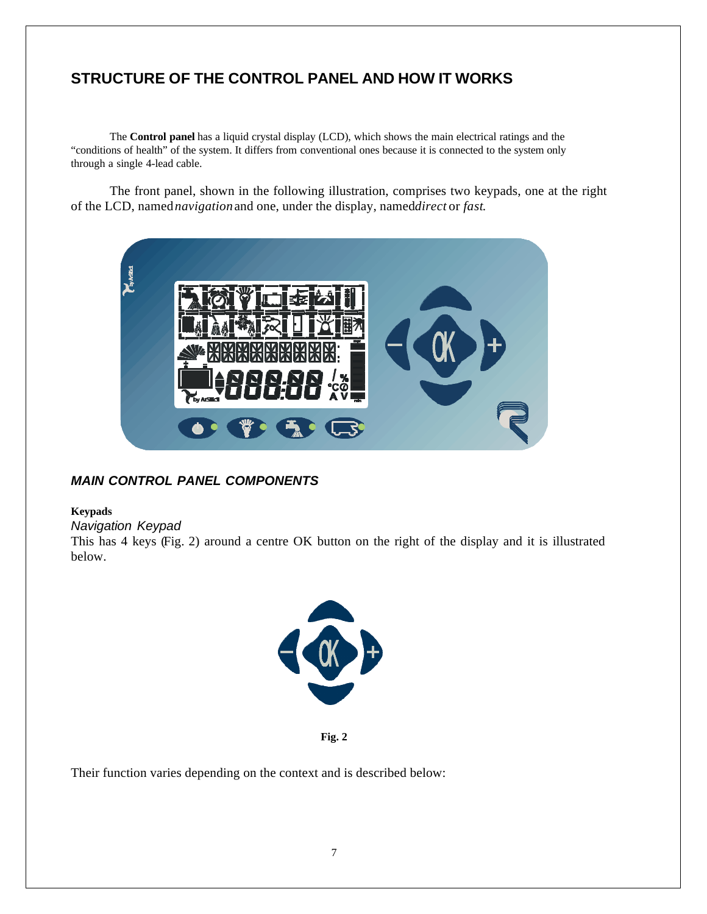## STRUCTURE OF THE CONTROL PANEL AND HOW IT WORKS

The **Control panel** has a liquid crystal display (LCD), which shows the main electrical ratings and the "conditions of health" of the system. It differs from conventional ones because it is connected to the system only through a single 4-lead cable.

The front panel, shown in the following illustration, comprises two keypads, one at the right of the LCD, named *navigation* and one, under the display, named *direct* or *fast*.

### *MAIN CONTROL PANEL COMPONENTS*

**Keypads**

*Navigation Keypad*

This has 4 keys (Fig. 2) around a centre OK button on the right of the display and it is illustrated below.

**Fig. 2**

Their function varies depending on the context and is described below: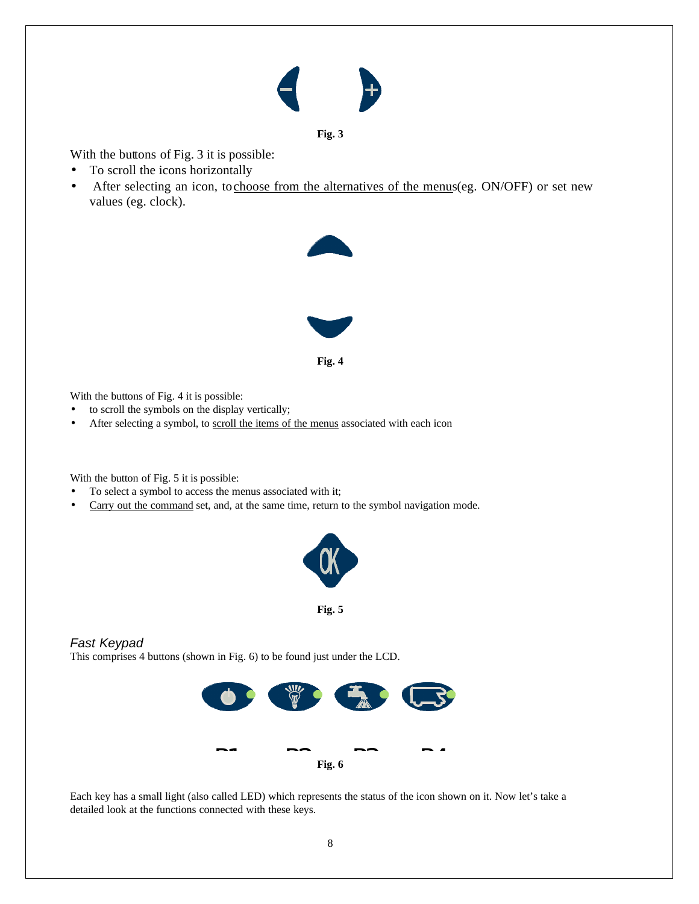**Fig. 3**

With the buttons of Fig. 3 it is possible:

- To scroll the icons horizontally
- After selecting an icon, to choose from the alternatives of the menus (eg. ON/OFF) or set new values (eg. clock).

**Fig. 4**

With the buttons of Fig. 4 it is possible:

- to scroll the symbols on the display vertically;
- After selecting a symbol, to scroll the items of the menus associated with each icon

With the button of Fig. 5 it is possible:

- To select a symbol to access the menus associated with it;
- Carry out the command set, and, at the same time, return to the symbol navigation mode.

**Fig. 5**

### *Fast Keypad*

This comprises 4 buttons (shown in Fig. 6) to be found just under the LCD.

**Fig. 6**

Each key has a small light (also called LED) which represents the status of the icon shown on it. Now let's take a detailed look at the functions connected with these keys.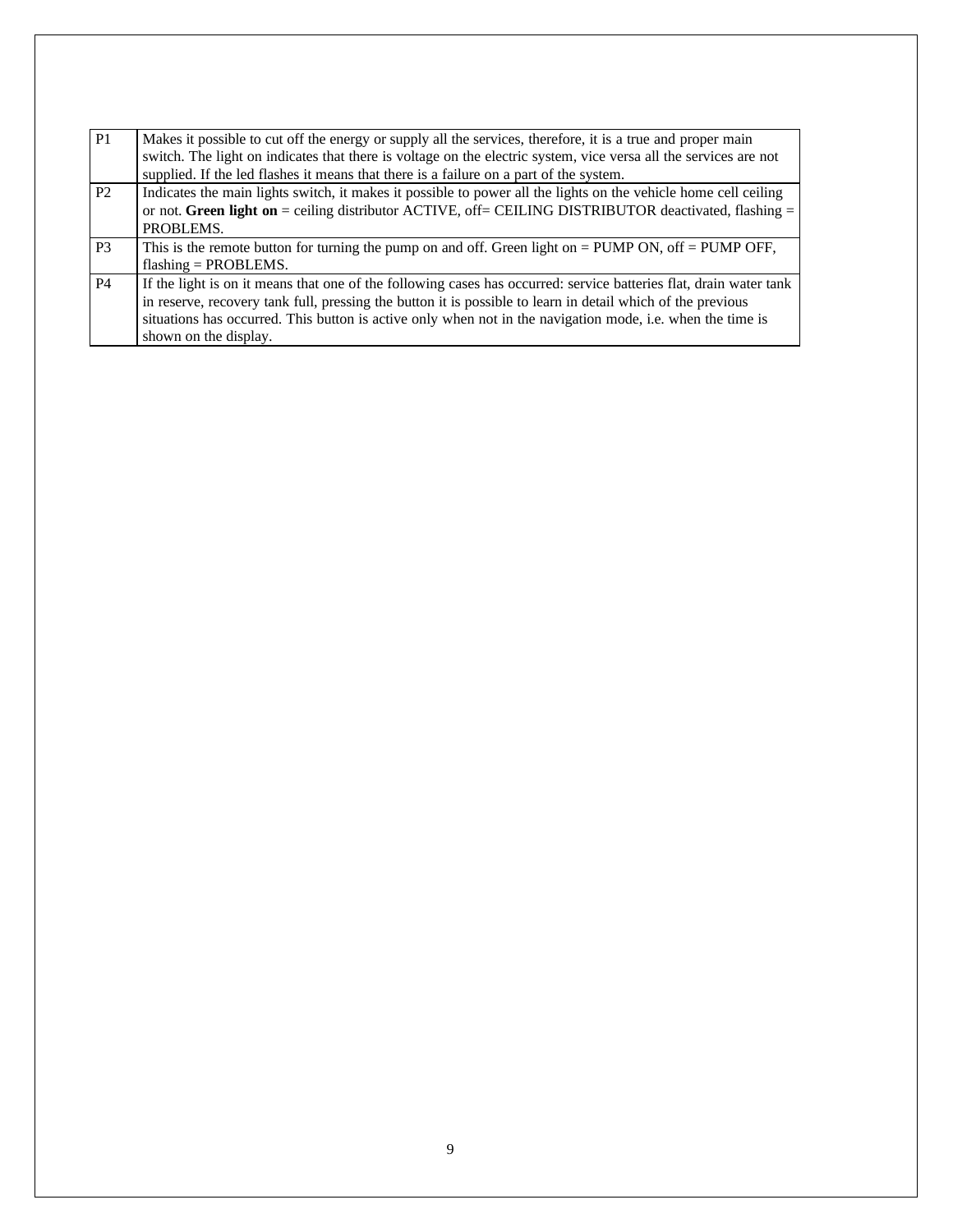| | |
|---|---|
| P1 | Makes it possible to cut off the energy or supply all the services, therefore, it is a true and proper main switch. The light on indicates that there is voltage on the electric system, vice versa all the services are not supplied. If the led flashes it means that there is a failure on a part of the system. |
| P2 | Indicates the main lights switch, it makes it possible to power all the lights on the vehicle home cell ceiling or not. **Green light on** = ceiling distributor ACTIVE, off= CEILING DISTRIBUTOR deactivated, flashing = PROBLEMS. |
| P3 | This is the remote button for turning the pump on and off. Green light on = PUMP ON, off = PUMP OFF, flashing = PROBLEMS. |
| P4 | If the light is on it means that one of the following cases has occurred: service batteries flat, drain water tank in reserve, recovery tank full, pressing the button it is possible to learn in detail which of the previous situations has occurred. This button is active only when not in the navigation mode, i.e. when the time is shown on the display. |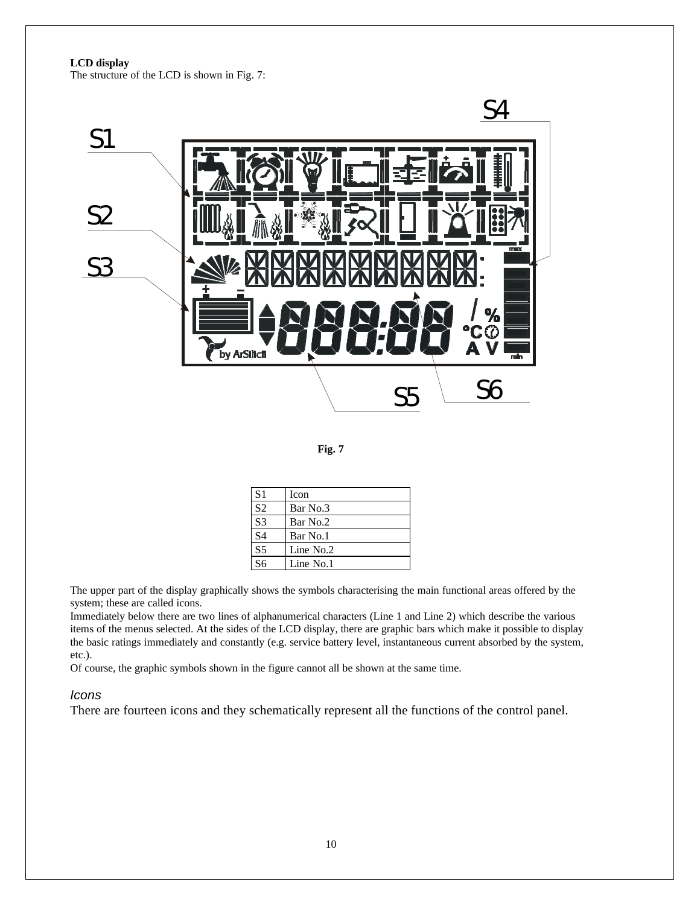**LCD display**
The structure of the LCD is shown in Fig. 7:

Fig. 7

| S1 | Icon |
|---|---|
| S2 | Bar No.3 |
| S3 | Bar No.2 |
| S4 | Bar No.1 |
| S5 | Line No.2 |
| S6 | Line No.1 |

The upper part of the display graphically shows the symbols characterising the main functional areas offered by the system; these are called icons.
Immediately below there are two lines of alphanumerical characters (Line 1 and Line 2) which describe the various items of the menus selected. At the sides of the LCD display, there are graphic bars which make it possible to display the basic ratings immediately and constantly (e.g. service battery level, instantaneous current absorbed by the system, etc.).
Of course, the graphic symbols shown in the figure cannot all be shown at the same time.

### *Icons*

There are fourteen icons and they schematically represent all the functions of the control panel.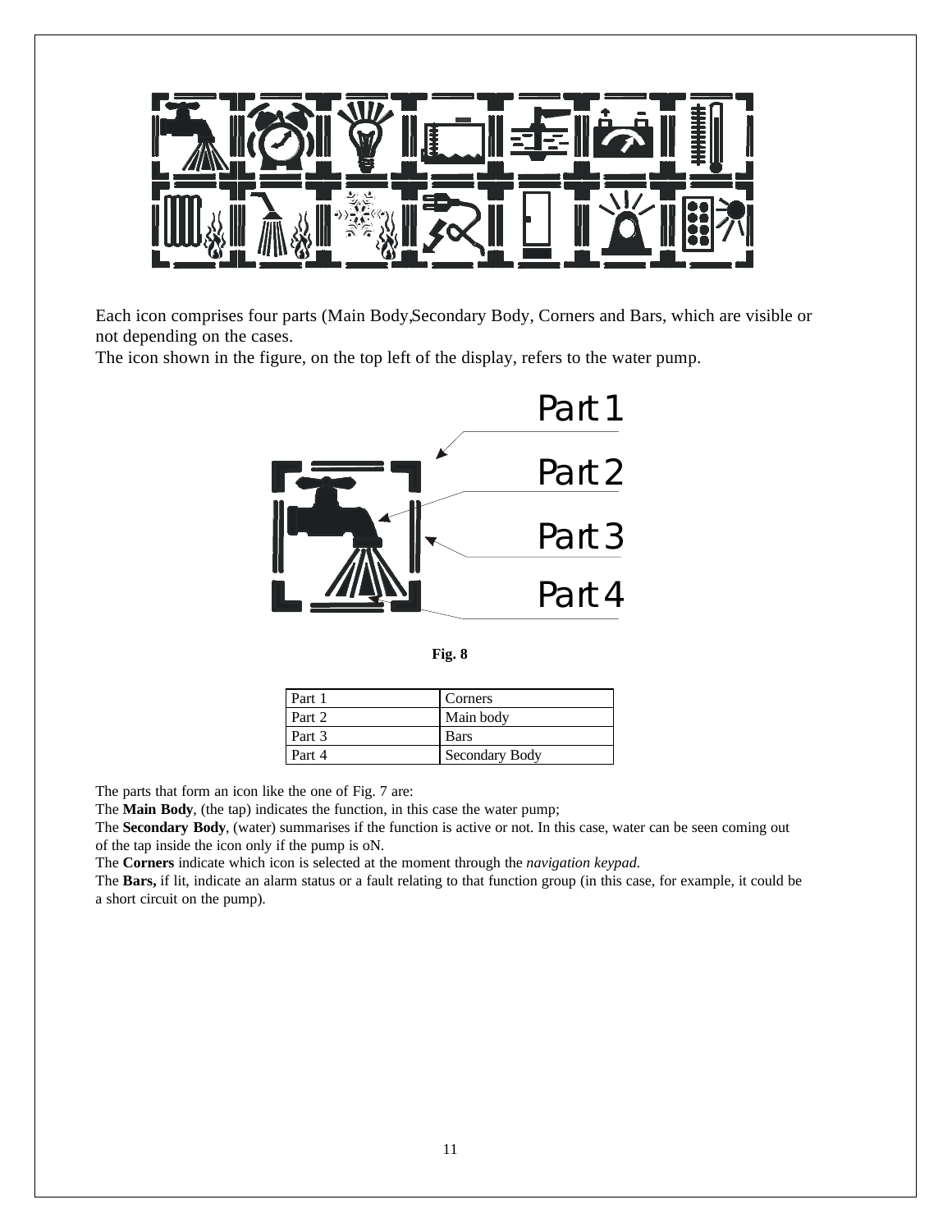Each icon comprises four parts (Main Body,Secondary Body, Corners and Bars, which are visible or not depending on the cases.
The icon shown in the figure, on the top left of the display, refers to the water pump.

**Fig. 8**

| Part 1 | Corners |
|---|---|
| Part 2 | Main body |
| Part 3 | Bars |
| Part 4 | Secondary Body |

The parts that form an icon like the one of Fig. 7 are:
The **Main Body**, (the tap) indicates the function, in this case the water pump;
The **Secondary Body**, (water) summarises if the function is active or not. In this case, water can be seen coming out of the tap inside the icon only if the pump is oN.
The **Corners** indicate which icon is selected at the moment through the *navigation keypad.*
The **Bars,** if lit, indicate an alarm status or a fault relating to that function group (in this case, for example, it could be a short circuit on the pump).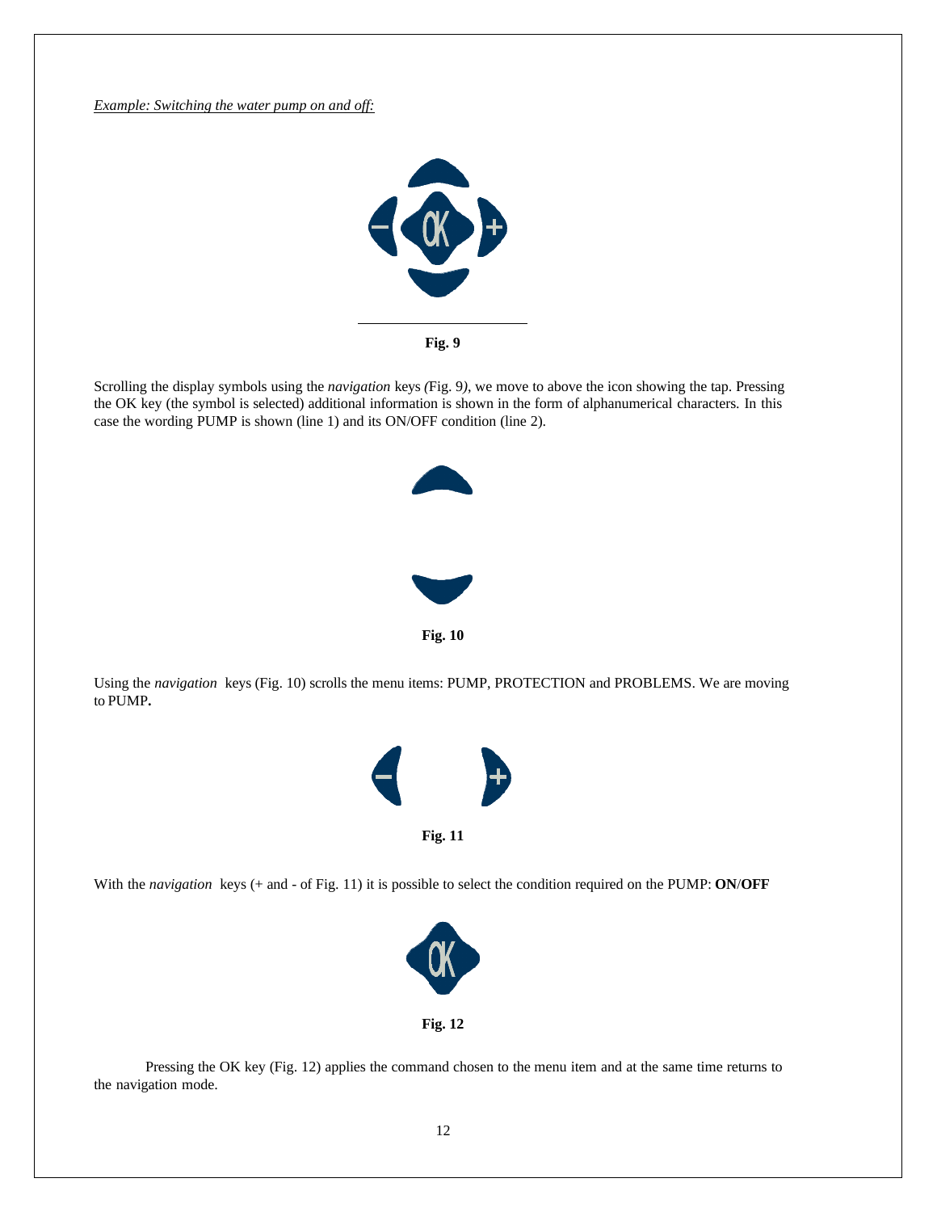*Example: Switching the water pump on and off:*

**Fig. 9**

Scrolling the display symbols using the *navigation* keys *(*Fig. 9*)*, we move to above the icon showing the tap. Pressing the OK key (the symbol is selected) additional information is shown in the form of alphanumerical characters. In this case the wording PUMP is shown (line 1) and its ON/OFF condition (line 2).

**Fig. 10**

Using the *navigation* keys (Fig. 10) scrolls the menu items: PUMP, PROTECTION and PROBLEMS. We are moving to PUMP**.**

**Fig. 11**

With the *navigation* keys (+ and - of Fig. 11) it is possible to select the condition required on the PUMP: **ON**/**OFF**

**Fig. 12**

Pressing the OK key (Fig. 12) applies the command chosen to the menu item and at the same time returns to the navigation mode.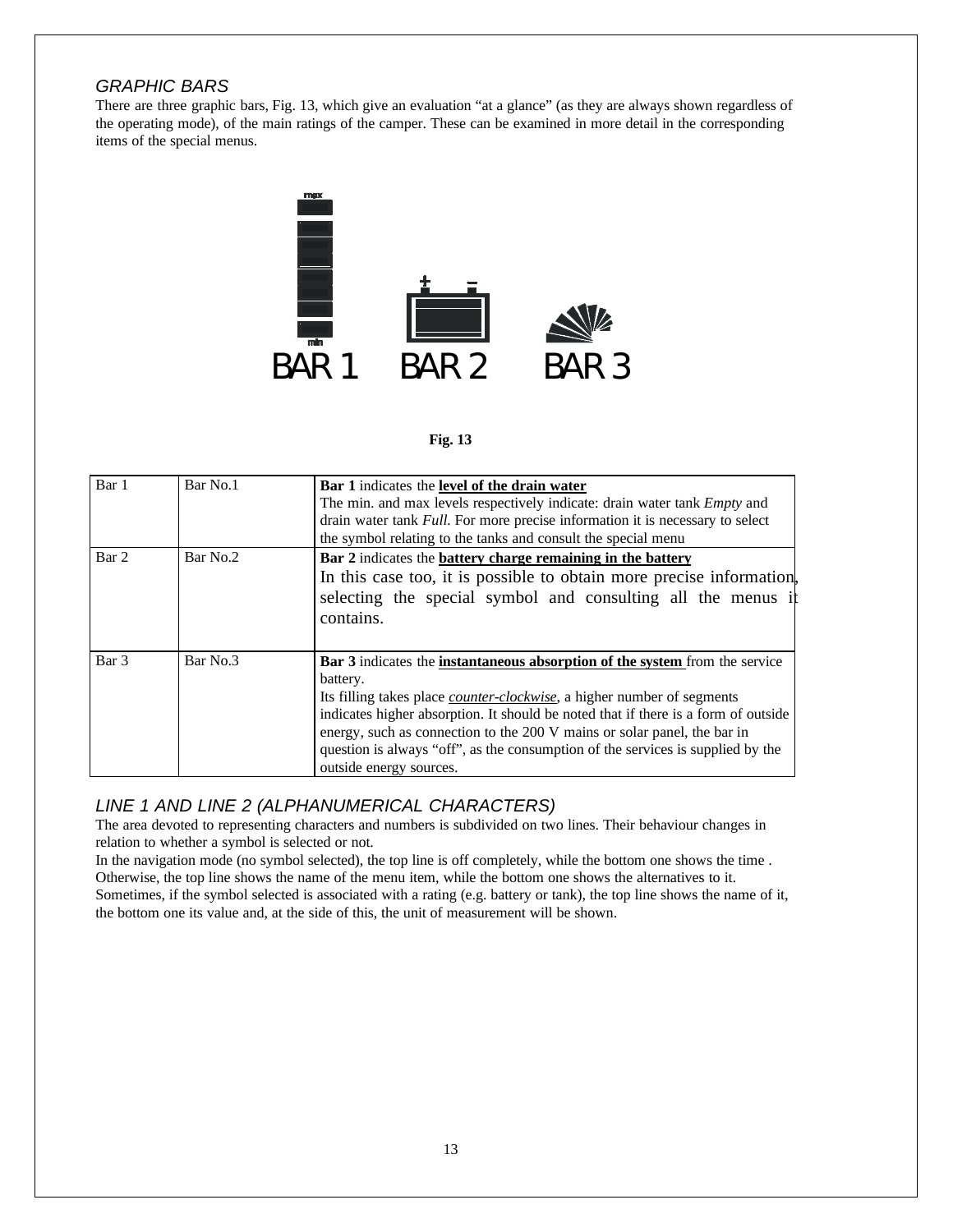## GRAPHIC BARS

There are three graphic bars, Fig. 13, which give an evaluation "at a glance" (as they are always shown regardless of the operating mode), of the main ratings of the camper. These can be examined in more detail in the corresponding items of the special menus.

max

min

BAR 1 BAR 2 BAR 3

**Fig. 13**

| Bar 1 | Bar No.1 | **Bar 1** indicates the **level of the drain water**<br>The min. and max levels respectively indicate: drain water tank *Empty* and drain water tank *Full*. For more precise information it is necessary to select the symbol relating to the tanks and consult the special menu |
|---|---|---|
| Bar 2 | Bar No.2 | **Bar 2** indicates the **battery charge remaining in the battery**<br>In this case too, it is possible to obtain more precise information, selecting the special symbol and consulting all the menus it contains. |
| Bar 3 | Bar No.3 | **Bar 3** indicates the **instantaneous absorption of the system** from the service battery.<br>Its filling takes place ***counter-clockwise***, a higher number of segments indicates higher absorption. It should be noted that if there is a form of outside energy, such as connection to the 200 V mains or solar panel, the bar in question is always "off", as the consumption of the services is supplied by the outside energy sources. |

## LINE 1 AND LINE 2 (ALPHANUMERICAL CHARACTERS)

The area devoted to representing characters and numbers is subdivided on two lines. Their behaviour changes in relation to whether a symbol is selected or not.

In the navigation mode (no symbol selected), the top line is off completely, while the bottom one shows the time . Otherwise, the top line shows the name of the menu item, while the bottom one shows the alternatives to it.

Sometimes, if the symbol selected is associated with a rating (e.g. battery or tank), the top line shows the name of it, the bottom one its value and, at the side of this, the unit of measurement will be shown.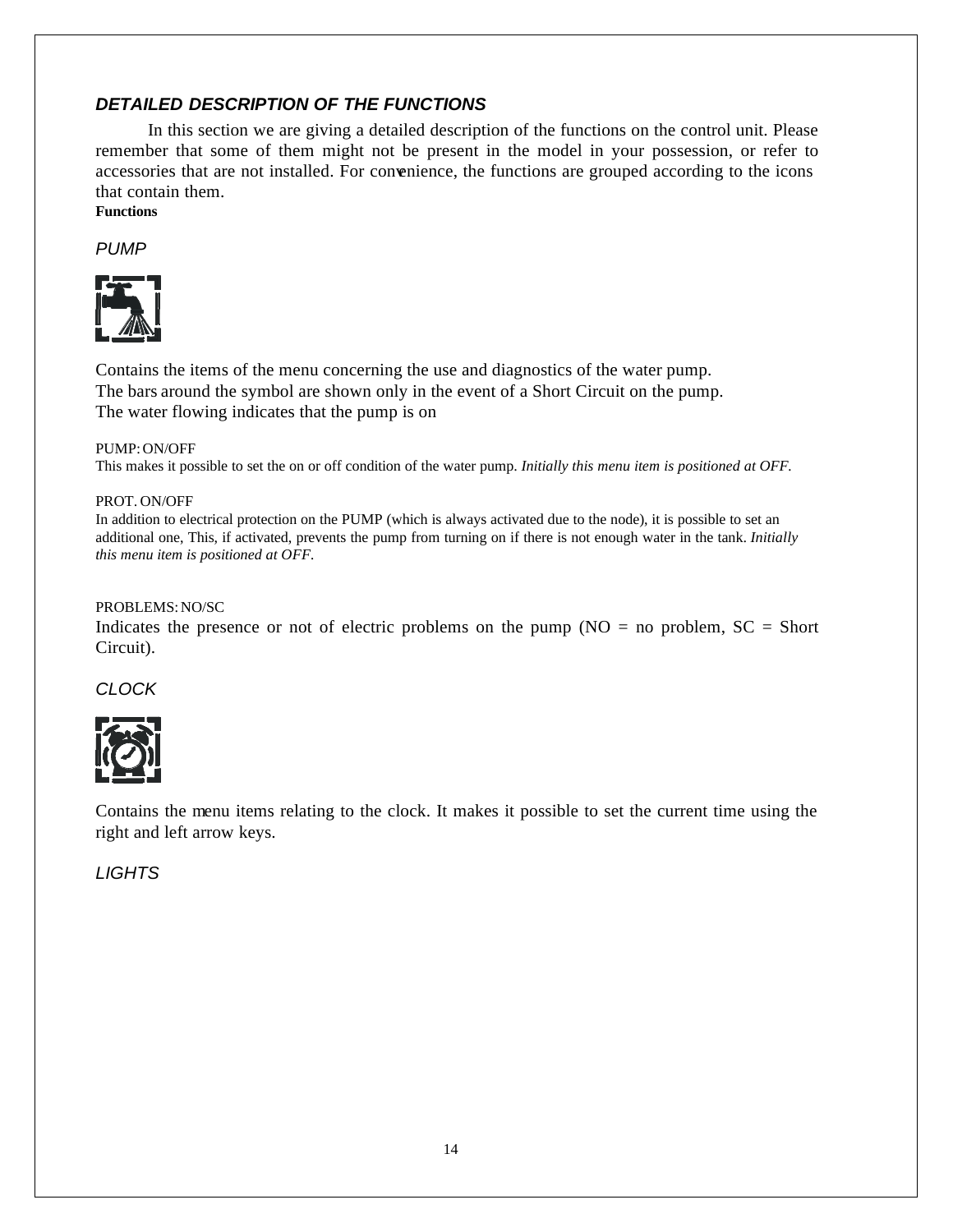### *DETAILED DESCRIPTION OF THE FUNCTIONS*

In this section we are giving a detailed description of the functions on the control unit. Please remember that some of them might not be present in the model in your possession, or refer to accessories that are not installed. For convenience, the functions are grouped according to the icons that contain them.

**Functions**

*PUMP*

Contains the items of the menu concerning the use and diagnostics of the water pump.
The bars around the symbol are shown only in the event of a Short Circuit on the pump.
The water flowing indicates that the pump is on

PUMP: ON/OFF
This makes it possible to set the on or off condition of the water pump. *Initially this menu item is positioned at OFF.*

PROT. ON/OFF
In addition to electrical protection on the PUMP (which is always activated due to the node), it is possible to set an additional one, This, if activated, prevents the pump from turning on if there is not enough water in the tank. *Initially this menu item is positioned at OFF.*

PROBLEMS: NO/SC
Indicates the presence or not of electric problems on the pump (NO = no problem, SC = Short Circuit).

*CLOCK*

Contains the menu items relating to the clock. It makes it possible to set the current time using the right and left arrow keys.

*LIGHTS*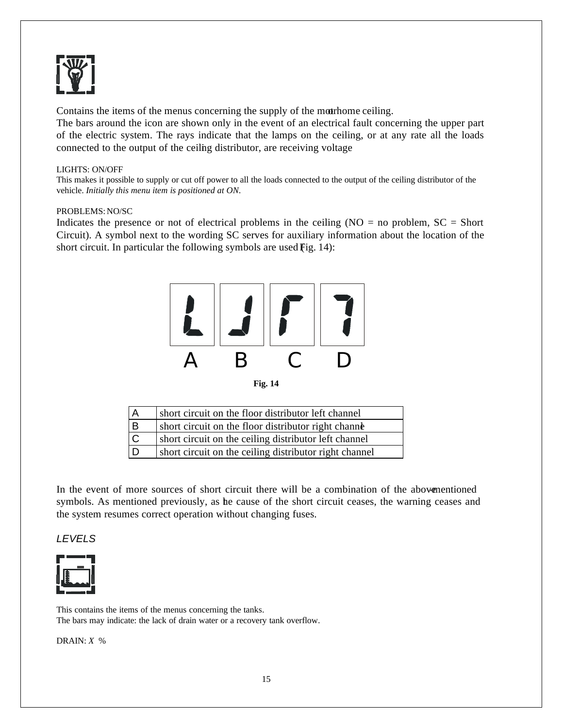Contains the items of the menus concerning the supply of the motorhome ceiling.
The bars around the icon are shown only in the event of an electrical fault concerning the upper part of the electric system. The rays indicate that the lamps on the ceiling, or at any rate all the loads connected to the output of the ceiling distributor, are receiving voltage

LIGHTS: ON/OFF
This makes it possible to supply or cut off power to all the loads connected to the output of the ceiling distributor of the vehicle. *Initially this menu item is positioned at ON.*

PROBLEMS: NO/SC
Indicates the presence or not of electrical problems in the ceiling (NO = no problem, SC = Short Circuit). A symbol next to the wording SC serves for auxiliary information about the location of the short circuit. In particular the following symbols are used (Fig. 14):

A B C D

**Fig. 14**

| | |
|---|---|
| A | short circuit on the floor distributor left channel |
| B | short circuit on the floor distributor right channel |
| C | short circuit on the ceiling distributor left channel |
| D | short circuit on the ceiling distributor right channel |

In the event of more sources of short circuit there will be a combination of the above-mentioned symbols. As mentioned previously, as the cause of the short circuit ceases, the warning ceases and the system resumes correct operation without changing fuses.

*LEVELS*

This contains the items of the menus concerning the tanks.
The bars may indicate: the lack of drain water or a recovery tank overflow.

DRAIN: *X* %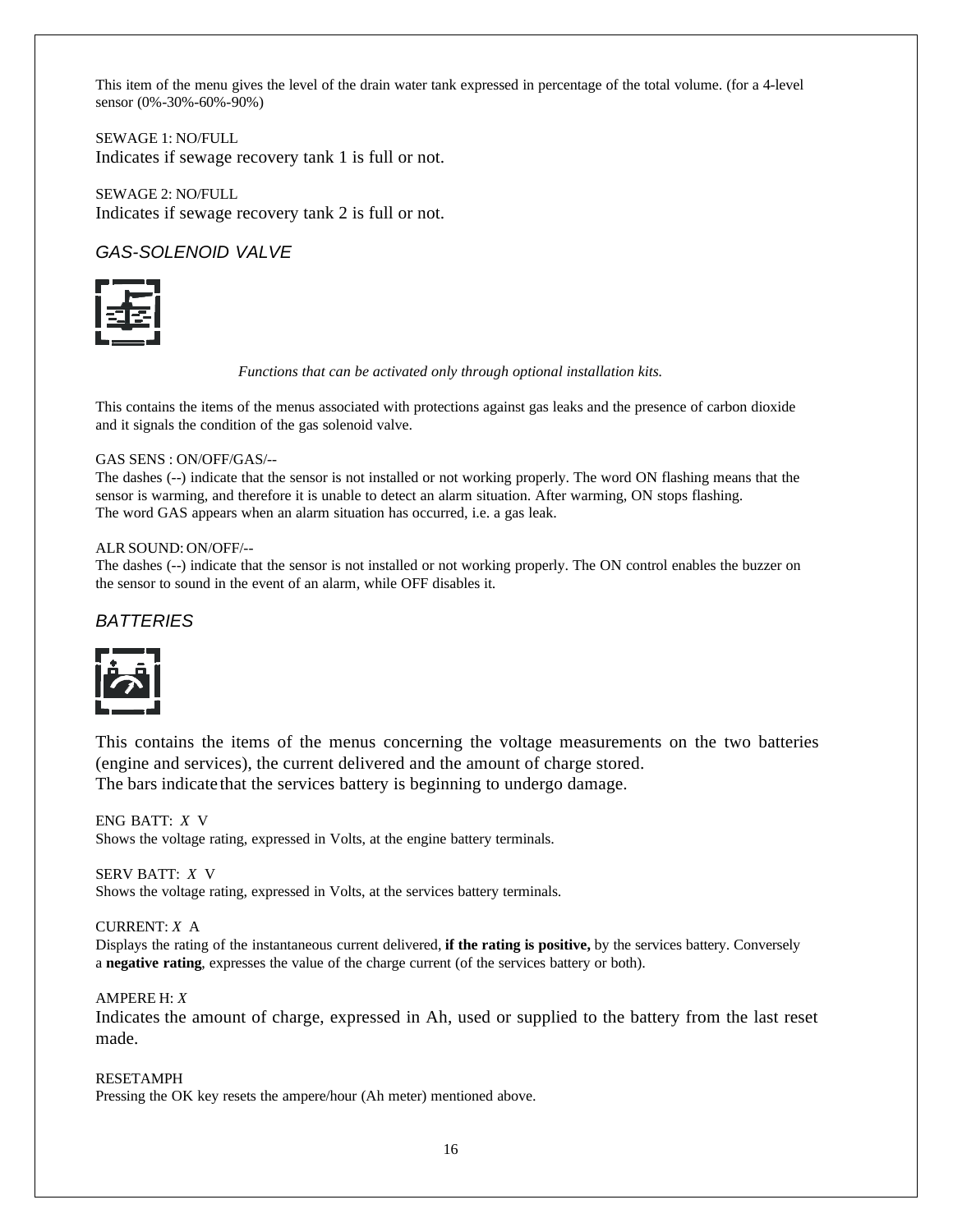This item of the menu gives the level of the drain water tank expressed in percentage of the total volume. (for a 4-level sensor (0%-30%-60%-90%)

SEWAGE 1: NO/FULL
Indicates if sewage recovery tank 1 is full or not.

SEWAGE 2: NO/FULL
Indicates if sewage recovery tank 2 is full or not.

## *GAS-SOLENOID VALVE*

*Functions that can be activated only through optional installation kits.*

This contains the items of the menus associated with protections against gas leaks and the presence of carbon dioxide and it signals the condition of the gas solenoid valve.

GAS SENS : ON/OFF/GAS/--
The dashes (--) indicate that the sensor is not installed or not working properly. The word ON flashing means that the sensor is warming, and therefore it is unable to detect an alarm situation. After warming, ON stops flashing.
The word GAS appears when an alarm situation has occurred, i.e. a gas leak.

ALR SOUND: ON/OFF/--
The dashes (--) indicate that the sensor is not installed or not working properly. The ON control enables the buzzer on the sensor to sound in the event of an alarm, while OFF disables it.

## *BATTERIES*

This contains the items of the menus concerning the voltage measurements on the two batteries (engine and services), the current delivered and the amount of charge stored.
The bars indicate that the services battery is beginning to undergo damage.

ENG BATT: *X* V
Shows the voltage rating, expressed in Volts, at the engine battery terminals.

SERV BATT: *X* V
Shows the voltage rating, expressed in Volts, at the services battery terminals.

CURRENT: *X* A
Displays the rating of the instantaneous current delivered, **if the rating is positive,** by the services battery. Conversely a **negative rating**, expresses the value of the charge current (of the services battery or both).

AMPERE H: *X*
Indicates the amount of charge, expressed in Ah, used or supplied to the battery from the last reset made.

RESETAMPH
Pressing the OK key resets the ampere/hour (Ah meter) mentioned above.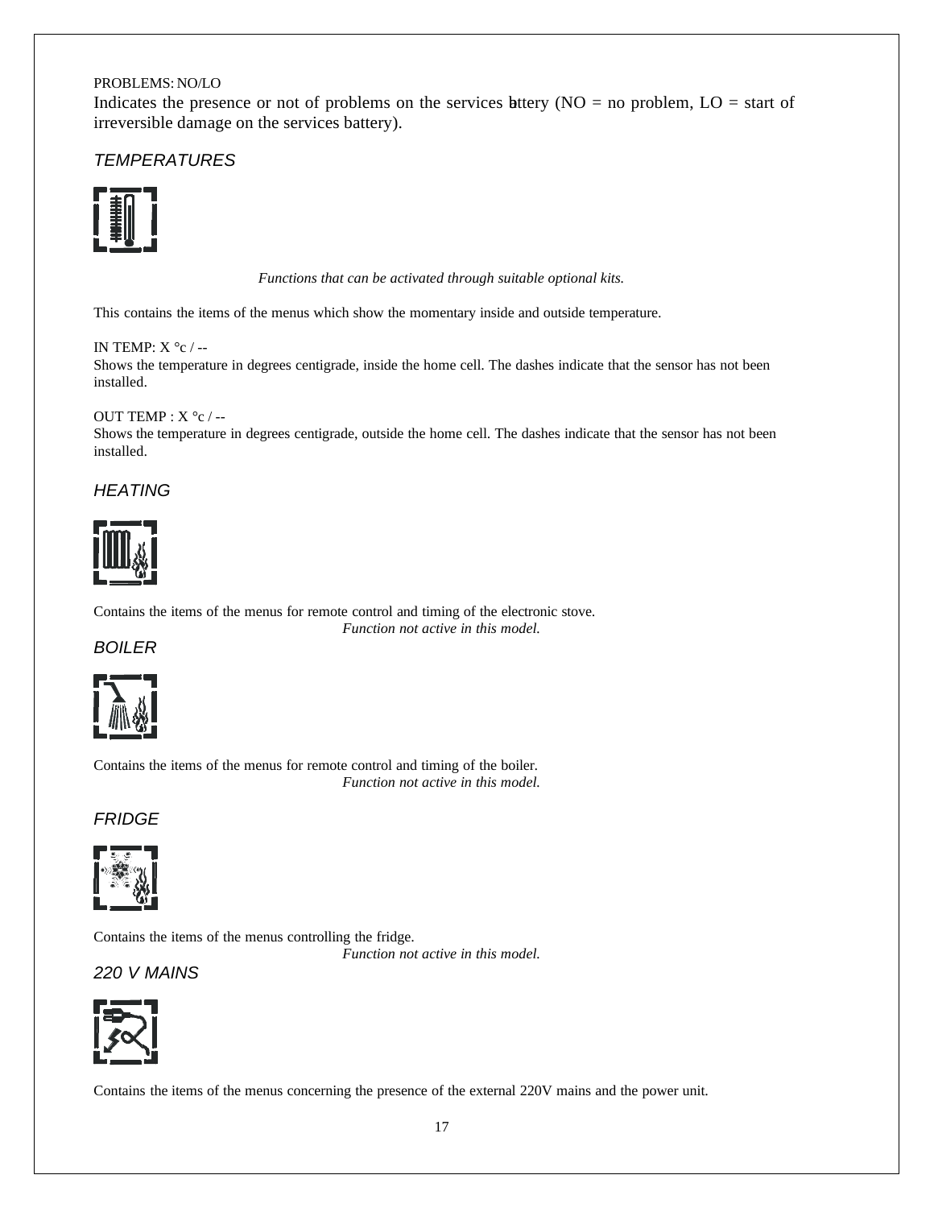PROBLEMS: NO/LO

Indicates the presence or not of problems on the services battery (NO = no problem, LO = start of irreversible damage on the services battery).

### *TEMPERATURES*

*Functions that can be activated through suitable optional kits.*

This contains the items of the menus which show the momentary inside and outside temperature.

IN TEMP: X °c / --

Shows the temperature in degrees centigrade, inside the home cell. The dashes indicate that the sensor has not been installed.

OUT TEMP : X °c / --

Shows the temperature in degrees centigrade, outside the home cell. The dashes indicate that the sensor has not been installed.

### *HEATING*

Contains the items of the menus for remote control and timing of the electronic stove.

*Function not active in this model.*

### *BOILER*

Contains the items of the menus for remote control and timing of the boiler.

*Function not active in this model.*

### *FRIDGE*

Contains the items of the menus controlling the fridge.

*Function not active in this model.*

### *220 V MAINS*

Contains the items of the menus concerning the presence of the external 220V mains and the power unit.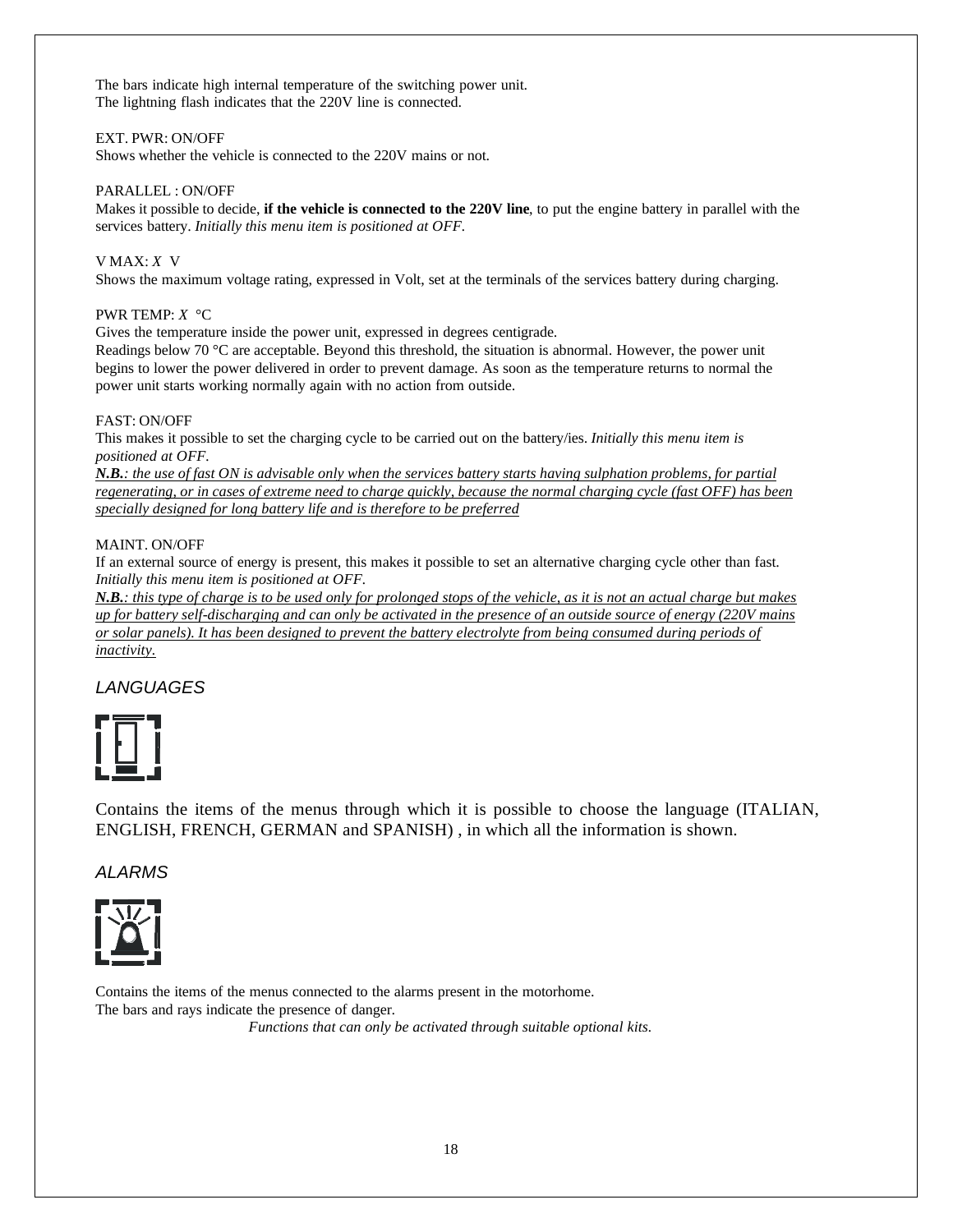The bars indicate high internal temperature of the switching power unit.
The lightning flash indicates that the 220V line is connected.

EXT. PWR: ON/OFF
Shows whether the vehicle is connected to the 220V mains or not.

PARALLEL : ON/OFF
Makes it possible to decide, **if the vehicle is connected to the 220V line**, to put the engine battery in parallel with the services battery. *Initially this menu item is positioned at OFF.*

V MAX: *X* V
Shows the maximum voltage rating, expressed in Volt, set at the terminals of the services battery during charging.

PWR TEMP: *X* °C
Gives the temperature inside the power unit, expressed in degrees centigrade.
Readings below 70 °C are acceptable. Beyond this threshold, the situation is abnormal. However, the power unit begins to lower the power delivered in order to prevent damage. As soon as the temperature returns to normal the power unit starts working normally again with no action from outside.

FAST: ON/OFF
This makes it possible to set the charging cycle to be carried out on the battery/ies. *Initially this menu item is positioned at OFF.*
***N.B.**: the use of fast ON is advisable only when the services battery starts having sulphation problems, for partial regenerating, or in cases of extreme need to charge quickly, because the normal charging cycle (fast OFF) has been specially designed for long battery life and is therefore to be preferred*

MAINT. ON/OFF
If an external source of energy is present, this makes it possible to set an alternative charging cycle other than fast. *Initially this menu item is positioned at OFF.*
***N.B.**: this type of charge is to be used only for prolonged stops of the vehicle, as it is not an actual charge but makes up for battery self-discharging and can only be activated in the presence of an outside source of energy (220V mains or solar panels). It has been designed to prevent the battery electrolyte from being consumed during periods of inactivity.*

## *LANGUAGES*

Contains the items of the menus through which it is possible to choose the language (ITALIAN, ENGLISH, FRENCH, GERMAN and SPANISH) , in which all the information is shown.

## *ALARMS*

Contains the items of the menus connected to the alarms present in the motorhome.
The bars and rays indicate the presence of danger.

*Functions that can only be activated through suitable optional kits.*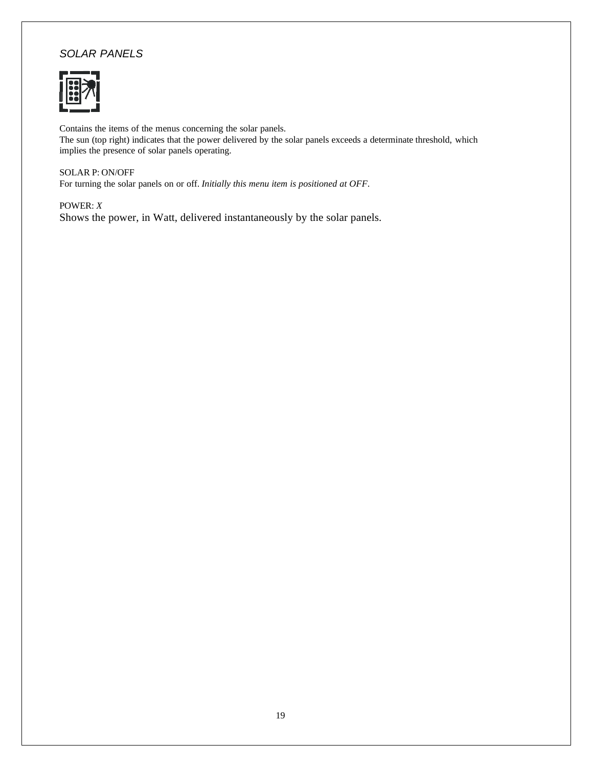## *SOLAR PANELS*

Contains the items of the menus concerning the solar panels.
The sun (top right) indicates that the power delivered by the solar panels exceeds a determinate threshold, which implies the presence of solar panels operating.

SOLAR P: ON/OFF
For turning the solar panels on or off. *Initially this menu item is positioned at OFF*.

POWER: *X*
Shows the power, in Watt, delivered instantaneously by the solar panels.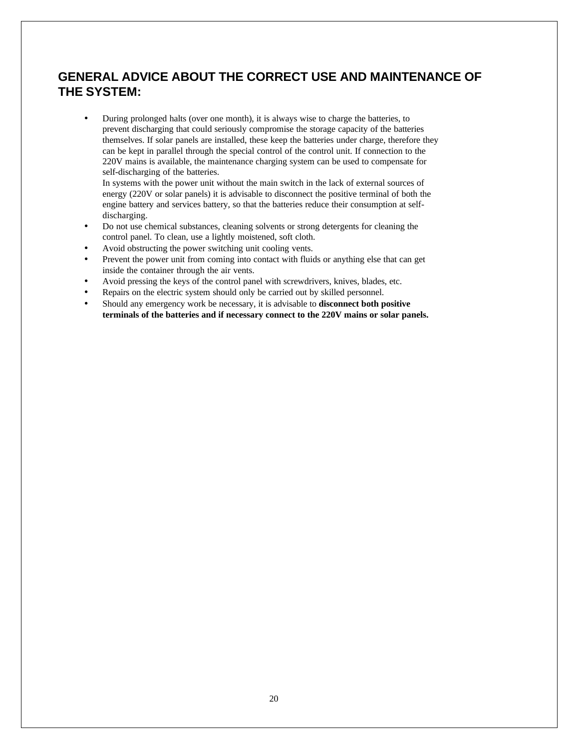## GENERAL ADVICE ABOUT THE CORRECT USE AND MAINTENANCE OF THE SYSTEM:

- During prolonged halts (over one month), it is always wise to charge the batteries, to prevent discharging that could seriously compromise the storage capacity of the batteries themselves. If solar panels are installed, these keep the batteries under charge, therefore they can be kept in parallel through the special control of the control unit. If connection to the 220V mains is available, the maintenance charging system can be used to compensate for self-discharging of the batteries.
  In systems with the power unit without the main switch in the lack of external sources of energy (220V or solar panels) it is advisable to disconnect the positive terminal of both the engine battery and services battery, so that the batteries reduce their consumption at self-discharging.
- Do not use chemical substances, cleaning solvents or strong detergents for cleaning the control panel. To clean, use a lightly moistened, soft cloth.
- Avoid obstructing the power switching unit cooling vents.
- Prevent the power unit from coming into contact with fluids or anything else that can get inside the container through the air vents.
- Avoid pressing the keys of the control panel with screwdrivers, knives, blades, etc.
- Repairs on the electric system should only be carried out by skilled personnel.
- Should any emergency work be necessary, it is advisable to **disconnect both positive terminals of the batteries and if necessary connect to the 220V mains or solar panels.**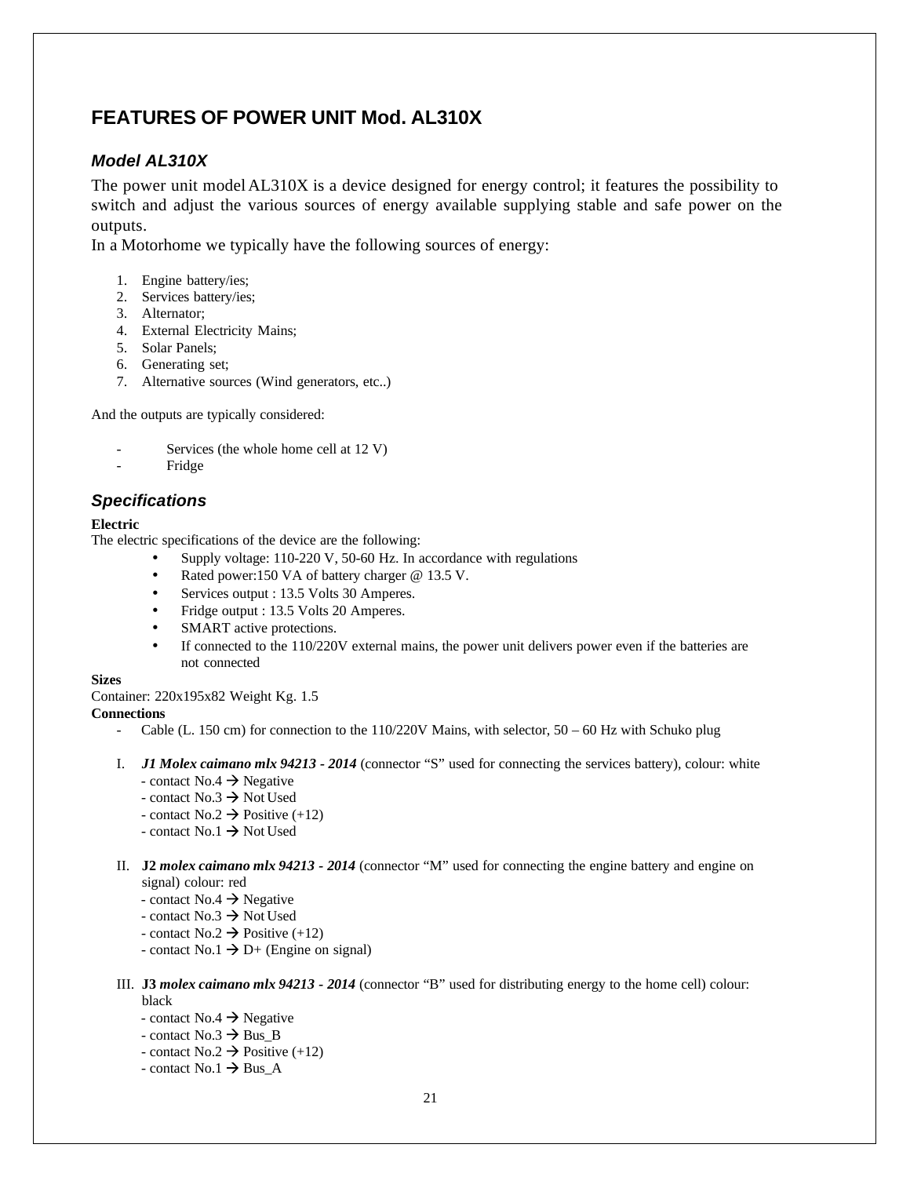# FEATURES OF POWER UNIT Mod. AL310X

## *Model AL310X*

The power unit model AL310X is a device designed for energy control; it features the possibility to switch and adjust the various sources of energy available supplying stable and safe power on the outputs.
In a Motorhome we typically have the following sources of energy:

1. Engine battery/ies;
2. Services battery/ies;
3. Alternator;
4. External Electricity Mains;
5. Solar Panels;
6. Generating set;
7. Alternative sources (Wind generators, etc..)

And the outputs are typically considered:

- Services (the whole home cell at 12 V)
- Fridge

## *Specifications*

**Electric**
The electric specifications of the device are the following:

- Supply voltage: 110-220 V, 50-60 Hz. In accordance with regulations
- Rated power:150 VA of battery charger @ 13.5 V.
- Services output : 13.5 Volts 30 Amperes.
- Fridge output : 13.5 Volts 20 Amperes.
- SMART active protections.
- If connected to the 110/220V external mains, the power unit delivers power even if the batteries are not connected

**Sizes**
Container: 220x195x82 Weight Kg. 1.5
**Connections**

- Cable (L. 150 cm) for connection to the 110/220V Mains, with selector, 50 – 60 Hz with Schuko plug

I. ***J1 Molex caimano mlx 94213 - 2014*** (connector “S” used for connecting the services battery), colour: white
   - contact No.4 → Negative
   - contact No.3 → Not Used
   - contact No.2 → Positive (+12)
   - contact No.1 → Not Used

II. **J2** ***molex caimano mlx 94213 - 2014*** (connector “M” used for connecting the engine battery and engine on signal) colour: red
   - contact No.4 → Negative
   - contact No.3 → Not Used
   - contact No.2 → Positive (+12)
   - contact No.1 → D+ (Engine on signal)

III. **J3** ***molex caimano mlx 94213 - 2014*** (connector “B” used for distributing energy to the home cell) colour: black
   - contact No.4 → Negative
   - contact No.3 → Bus_B
   - contact No.2 → Positive (+12)
   - contact No.1 → Bus_A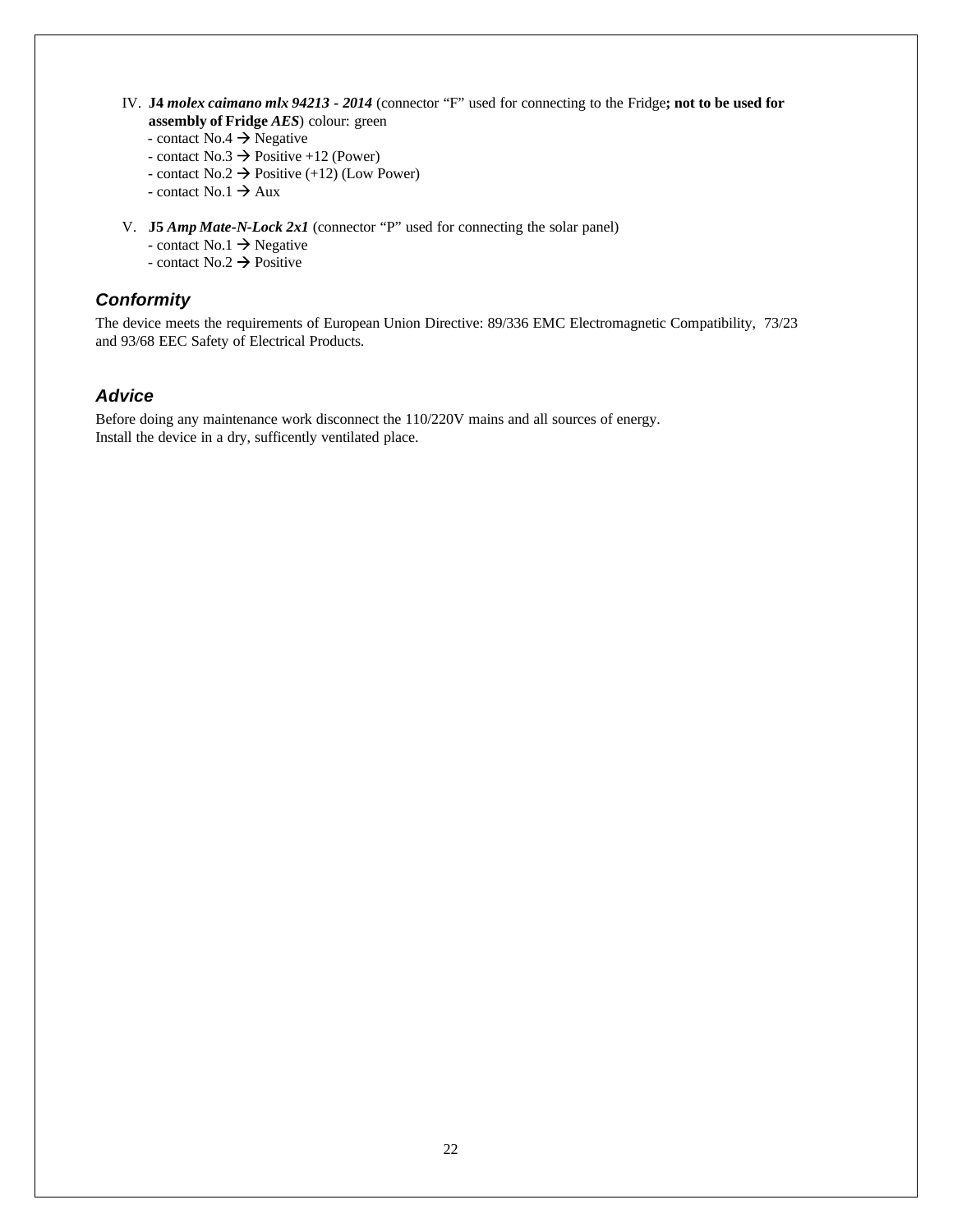IV. **J4** ***molex caimano mlx 94213 - 2014*** (connector "F" used for connecting to the Fridge**; not to be used for assembly of Fridge *AES***) colour: green
   - contact No.4 → Negative
   - contact No.3 → Positive +12 (Power)
   - contact No.2 → Positive (+12) (Low Power)
   - contact No.1 → Aux

V. **J5** ***Amp Mate-N-Lock 2x1*** (connector "P" used for connecting the solar panel)
   - contact No.1 → Negative
   - contact No.2 → Positive

## ***Conformity***

The device meets the requirements of European Union Directive: 89/336 EMC Electromagnetic Compatibility, 73/23 and 93/68 EEC Safety of Electrical Products.

## ***Advice***

Before doing any maintenance work disconnect the 110/220V mains and all sources of energy.
Install the device in a dry, sufficently ventilated place.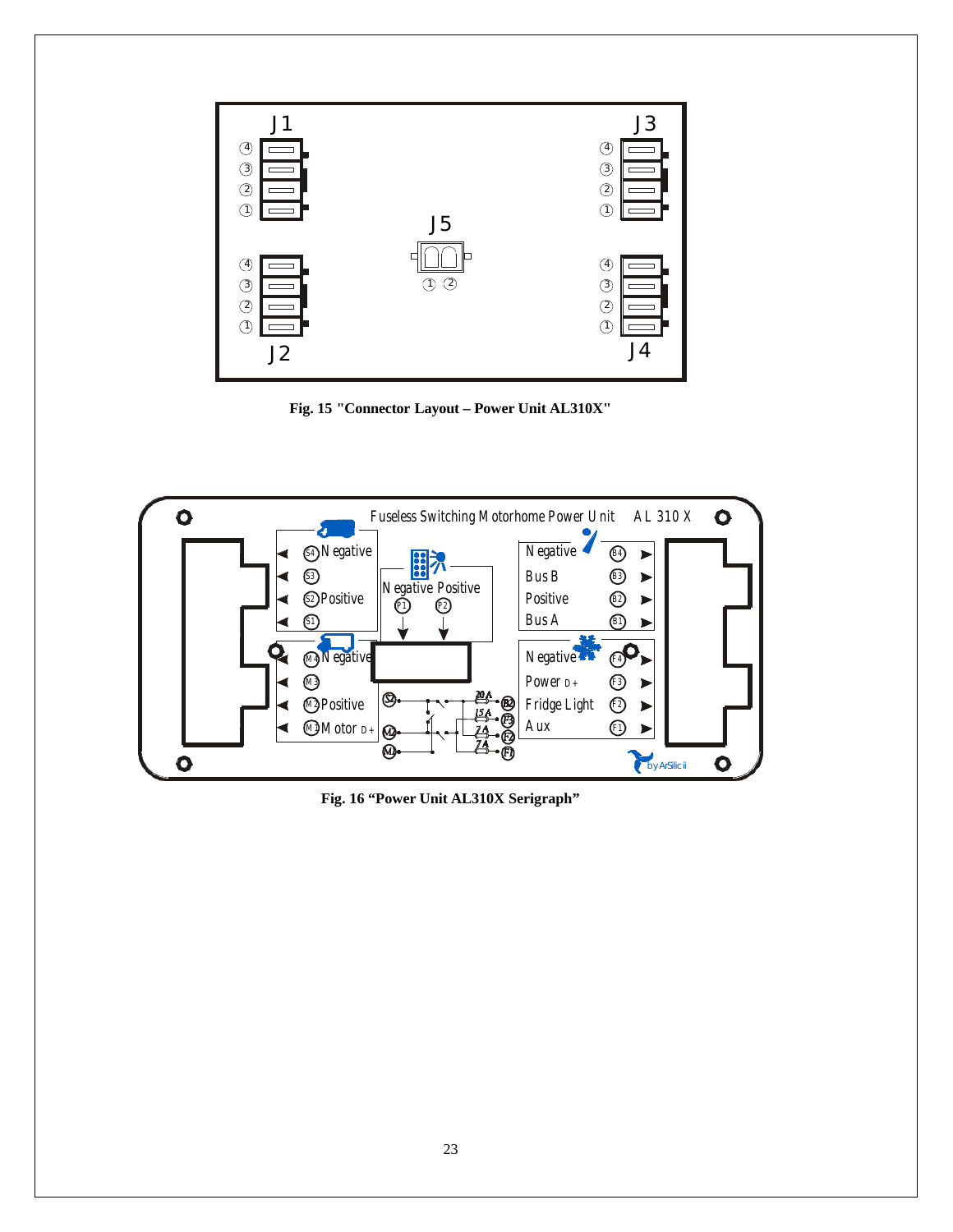Fig. 15 "Connector Layout – Power Unit AL310X"

Fig. 16 "Power Unit AL310X Serigraph"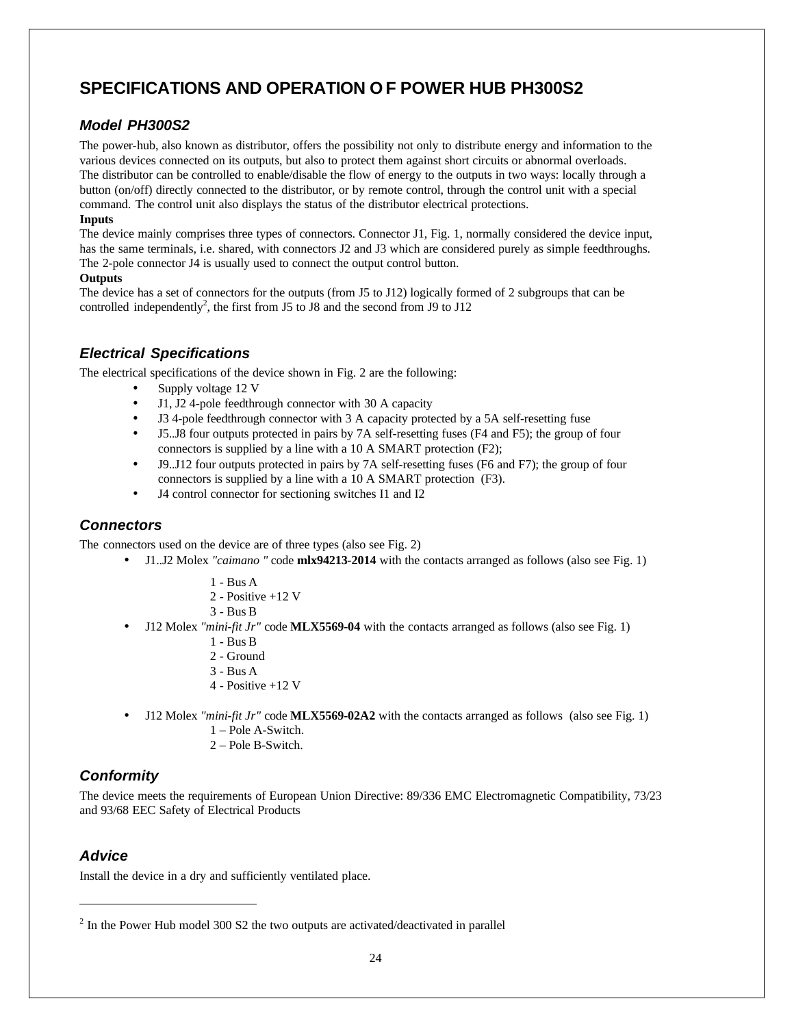# SPECIFICATIONS AND OPERATION O F POWER HUB PH300S2

## *Model PH300S2*

The power-hub, also known as distributor, offers the possibility not only to distribute energy and information to the various devices connected on its outputs, but also to protect them against short circuits or abnormal overloads. The distributor can be controlled to enable/disable the flow of energy to the outputs in two ways: locally through a button (on/off) directly connected to the distributor, or by remote control, through the control unit with a special command. The control unit also displays the status of the distributor electrical protections.

**Inputs**

The device mainly comprises three types of connectors. Connector J1, Fig. 1, normally considered the device input, has the same terminals, i.e. shared, with connectors J2 and J3 which are considered purely as simple feedthroughs. The 2-pole connector J4 is usually used to connect the output control button.

**Outputs**

The device has a set of connectors for the outputs (from J5 to J12) logically formed of 2 subgroups that can be controlled independently[2], the first from J5 to J8 and the second from J9 to J12

## *Electrical Specifications*

The electrical specifications of the device shown in Fig. 2 are the following:

- Supply voltage 12 V
- J1, J2 4-pole feedthrough connector with 30 A capacity
- J3 4-pole feedthrough connector with 3 A capacity protected by a 5A self-resetting fuse
- J5..J8 four outputs protected in pairs by 7A self-resetting fuses (F4 and F5); the group of four connectors is supplied by a line with a 10 A SMART protection (F2);
- J9..J12 four outputs protected in pairs by 7A self-resetting fuses (F6 and F7); the group of four connectors is supplied by a line with a 10 A SMART protection (F3).
- J4 control connector for sectioning switches I1 and I2

## *Connectors*

The connectors used on the device are of three types (also see Fig. 2)

- J1..J2 Molex *"caimano "* code **mlx94213-2014** with the contacts arranged as follows (also see Fig. 1)

  1 - Bus A
  2 - Positive +12 V
  3 - Bus B

- J12 Molex *"mini-fit Jr"* code **MLX5569-04** with the contacts arranged as follows (also see Fig. 1)

  1 - Bus B
  2 - Ground
  3 - Bus A
  4 - Positive +12 V

- J12 Molex *"mini-fit Jr"* code **MLX5569-02A2** with the contacts arranged as follows (also see Fig. 1)

  1 – Pole A-Switch.
  2 – Pole B-Switch.

## *Conformity*

The device meets the requirements of European Union Directive: 89/336 EMC Electromagnetic Compatibility, 73/23 and 93/68 EEC Safety of Electrical Products

## *Advice*

Install the device in a dry and sufficiently ventilated place.

---

[2] In the Power Hub model 300 S2 the two outputs are activated/deactivated in parallel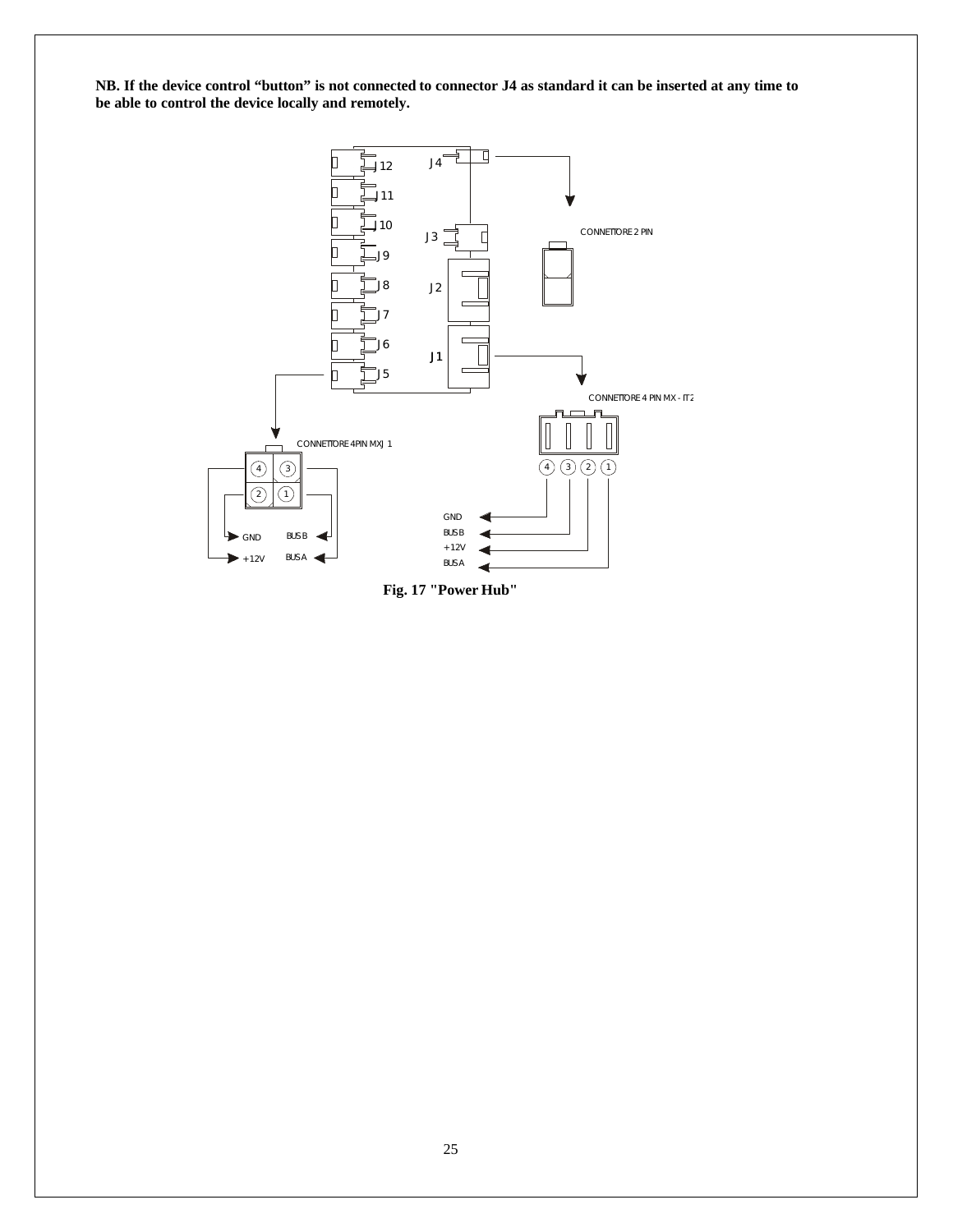**NB. If the device control “button” is not connected to connector J4 as standard it can be inserted at any time to be able to control the device locally and remotely.**

J12
J11
J10
J9
J8
J7
J6
J5
J4
J3
J2
J1

CONNETTORE 2 PIN

CONNETTORE 4 PIN MX - IT2

CONNETTORE 4PIN MXJ 1

GND
BUS B
+12V
BUS A

**Fig. 17 "Power Hub"**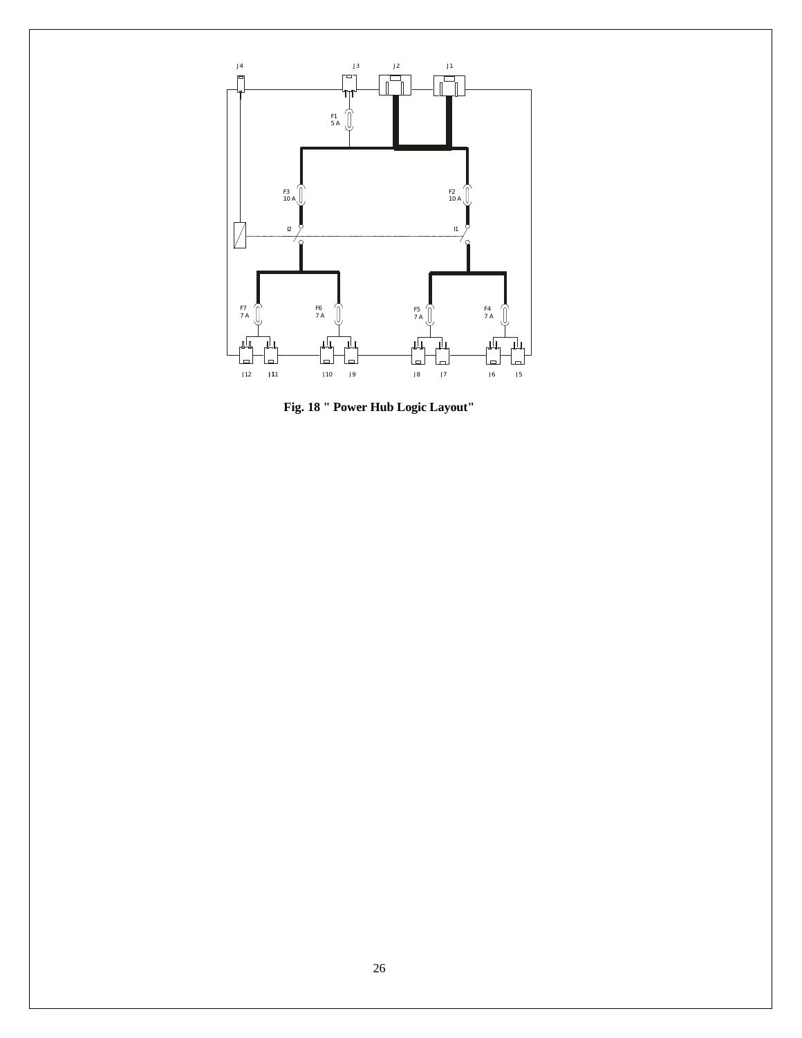J4 J3 J2 J1

F1
5 A

F3
10 A

F2
10 A

I2 I1

F7
7 A

F6
7 A

F5
7 A

F4
7 A

J12 J11 J10 J9 J8 J7 J6 J5

**Fig. 18 " Power Hub Logic Layout"**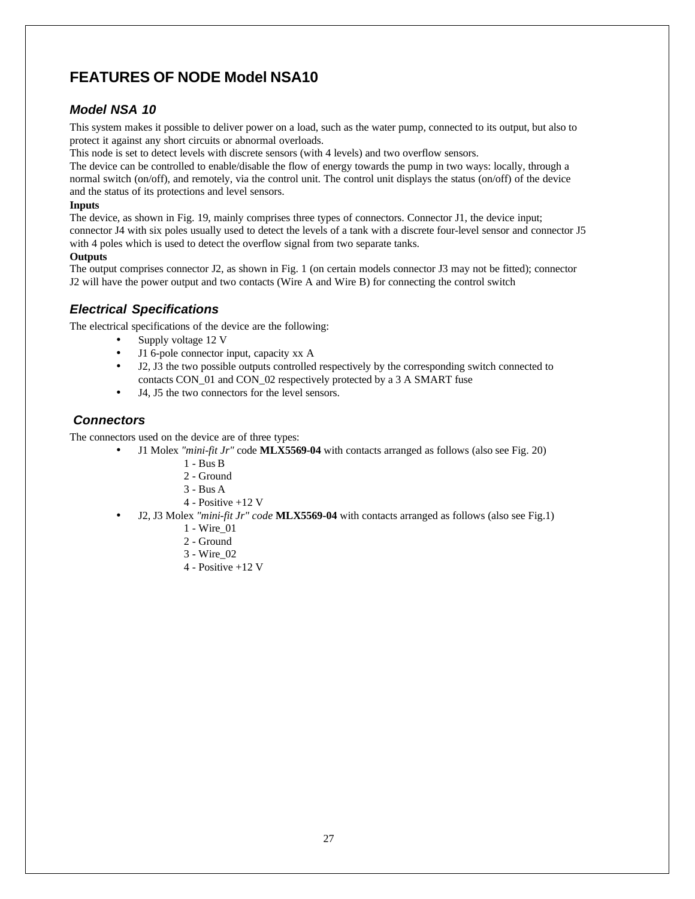# FEATURES OF NODE Model NSA10

## *Model NSA 10*

This system makes it possible to deliver power on a load, such as the water pump, connected to its output, but also to protect it against any short circuits or abnormal overloads.
This node is set to detect levels with discrete sensors (with 4 levels) and two overflow sensors.
The device can be controlled to enable/disable the flow of energy towards the pump in two ways: locally, through a normal switch (on/off), and remotely, via the control unit. The control unit displays the status (on/off) of the device and the status of its protections and level sensors.

**Inputs**

The device, as shown in Fig. 19, mainly comprises three types of connectors. Connector J1, the device input; connector J4 with six poles usually used to detect the levels of a tank with a discrete four-level sensor and connector J5 with 4 poles which is used to detect the overflow signal from two separate tanks.

**Outputs**

The output comprises connector J2, as shown in Fig. 1 (on certain models connector J3 may not be fitted); connector J2 will have the power output and two contacts (Wire A and Wire B) for connecting the control switch

## *Electrical Specifications*

The electrical specifications of the device are the following:

- Supply voltage 12 V
- J1 6-pole connector input, capacity xx A
- J2, J3 the two possible outputs controlled respectively by the corresponding switch connected to contacts CON_01 and CON_02 respectively protected by a 3 A SMART fuse
- J4, J5 the two connectors for the level sensors.

## *Connectors*

The connectors used on the device are of three types:

- J1 Molex *"mini-fit Jr"* code **MLX5569-04** with contacts arranged as follows (also see Fig. 20)
  - 1 - Bus B
  - 2 - Ground
  - 3 - Bus A
  - 4 - Positive +12 V
- J2, J3 Molex *"mini-fit Jr" code* **MLX5569-04** with contacts arranged as follows (also see Fig.1)
  - 1 - Wire_01
  - 2 - Ground
  - 3 - Wire_02
  - 4 - Positive +12 V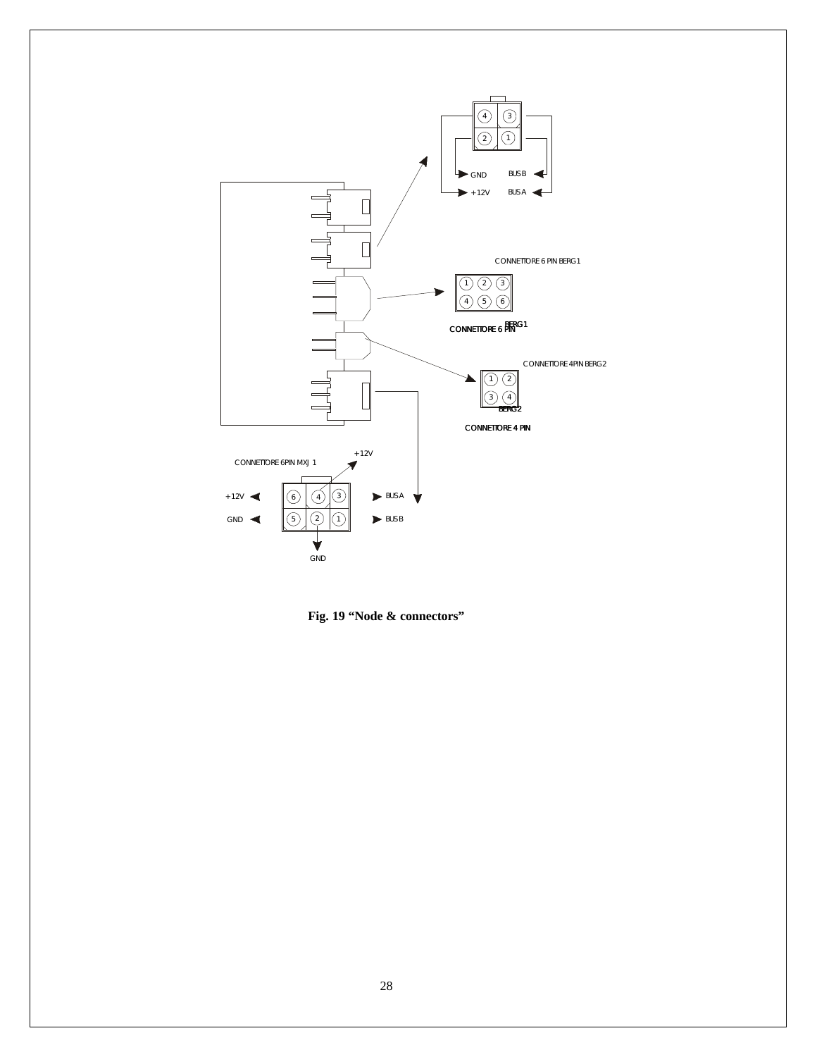CONNETTORE 6 PIN BERG1

CONNETTORE 6 PIN BERG1

CONNETTORE 4PIN BERG2

CONNETTORE 4 PIN BERG2

CONNETTORE 6PIN MXJ 1

GND, +12V, BUS B, BUS A

**Fig. 19 “Node & connectors”**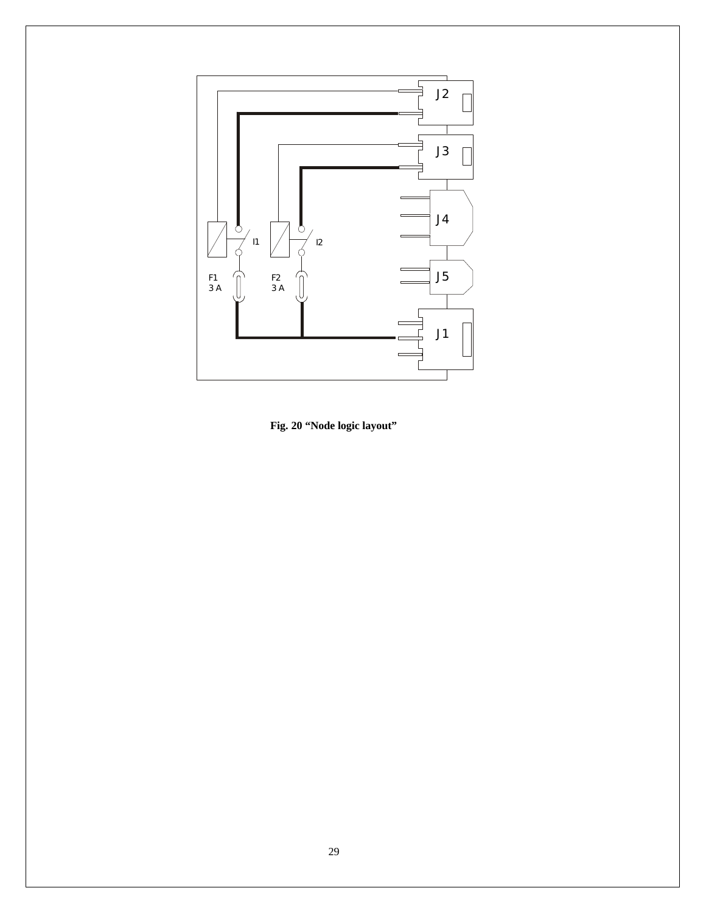**Fig. 20 “Node logic layout”**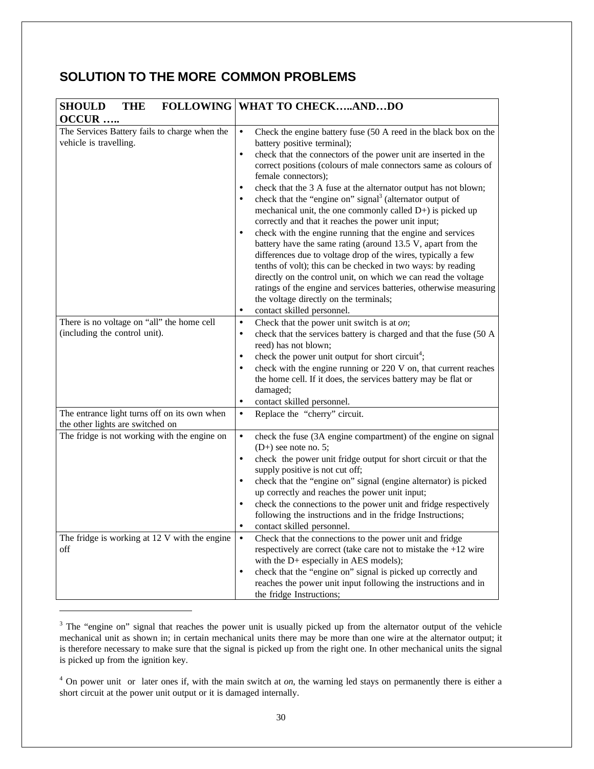## SOLUTION TO THE MORE COMMON PROBLEMS

| SHOULD THE FOLLOWING OCCUR ….. | WHAT TO CHECK…..AND…DO |
|---|---|
| The Services Battery fails to charge when the vehicle is travelling. | • Check the engine battery fuse (50 A reed in the black box on the battery positive terminal);<br>• check that the connectors of the power unit are inserted in the correct positions (colours of male connectors same as colours of female connectors);<br>• check that the 3 A fuse at the alternator output has not blown;<br>• check that the "engine on" signal[3] (alternator output of mechanical unit, the one commonly called D+) is picked up correctly and that it reaches the power unit input;<br>• check with the engine running that the engine and services battery have the same rating (around 13.5 V, apart from the differences due to voltage drop of the wires, typically a few tenths of volt); this can be checked in two ways: by reading directly on the control unit, on which we can read the voltage ratings of the engine and services batteries, otherwise measuring the voltage directly on the terminals;<br>• contact skilled personnel. |
| There is no voltage on "all" the home cell (including the control unit). | • Check that the power unit switch is at *on*;<br>• check that the services battery is charged and that the fuse (50 A reed) has not blown;<br>• check the power unit output for short circuit[4];<br>• check with the engine running or 220 V on, that current reaches the home cell. If it does, the services battery may be flat or damaged;<br>• contact skilled personnel. |
| The entrance light turns off on its own when the other lights are switched on | • Replace the "cherry" circuit. |
| The fridge is not working with the engine on | • check the fuse (3A engine compartment) of the engine on signal (D+) see note no. 5;<br>• check the power unit fridge output for short circuit or that the supply positive is not cut off;<br>• check that the "engine on" signal (engine alternator) is picked up correctly and reaches the power unit input;<br>• check the connections to the power unit and fridge respectively following the instructions and in the fridge Instructions;<br>• contact skilled personnel. |
| The fridge is working at 12 V with the engine off | • Check that the connections to the power unit and fridge respectively are correct (take care not to mistake the +12 wire with the D+ especially in AES models);<br>• check that the "engine on" signal is picked up correctly and reaches the power unit input following the instructions and in the fridge Instructions; |

---

[3] The "engine on" signal that reaches the power unit is usually picked up from the alternator output of the vehicle mechanical unit as shown in; in certain mechanical units there may be more than one wire at the alternator output; it is therefore necessary to make sure that the signal is picked up from the right one. In other mechanical units the signal is picked up from the ignition key.

[4] On power unit or later ones if, with the main switch at *on*, the warning led stays on permanently there is either a short circuit at the power unit output or it is damaged internally.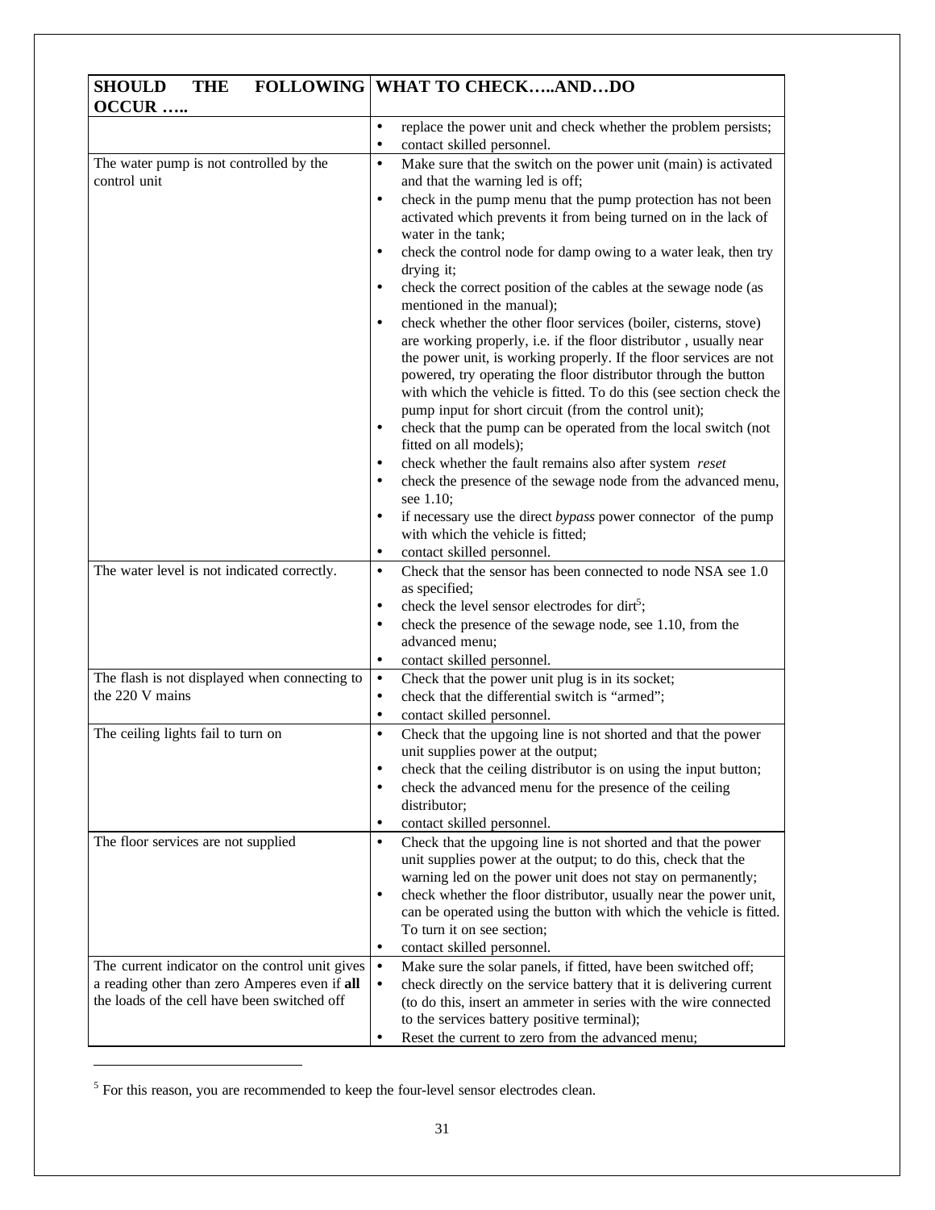| SHOULD THE FOLLOWING OCCUR ….. | WHAT TO CHECK…..AND…DO |
|---|---|
| | • replace the power unit and check whether the problem persists;<br>• contact skilled personnel. |
| The water pump is not controlled by the control unit | • Make sure that the switch on the power unit (main) is activated and that the warning led is off;<br>• check in the pump menu that the pump protection has not been activated which prevents it from being turned on in the lack of water in the tank;<br>• check the control node for damp owing to a water leak, then try drying it;<br>• check the correct position of the cables at the sewage node (as mentioned in the manual);<br>• check whether the other floor services (boiler, cisterns, stove) are working properly, i.e. if the floor distributor , usually near the power unit, is working properly. If the floor services are not powered, try operating the floor distributor through the button with which the vehicle is fitted. To do this (see section check the pump input for short circuit (from the control unit);<br>• check that the pump can be operated from the local switch (not fitted on all models);<br>• check whether the fault remains also after system *reset*<br>• check the presence of the sewage node from the advanced menu, see 1.10;<br>• if necessary use the direct *bypass* power connector of the pump with which the vehicle is fitted;<br>• contact skilled personnel. |
| The water level is not indicated correctly. | • Check that the sensor has been connected to node NSA see 1.0 as specified;<br>• check the level sensor electrodes for dirt[5];<br>• check the presence of the sewage node, see 1.10, from the advanced menu;<br>• contact skilled personnel. |
| The flash is not displayed when connecting to the 220 V mains | • Check that the power unit plug is in its socket;<br>• check that the differential switch is "armed";<br>• contact skilled personnel. |
| The ceiling lights fail to turn on | • Check that the upgoing line is not shorted and that the power unit supplies power at the output;<br>• check that the ceiling distributor is on using the input button;<br>• check the advanced menu for the presence of the ceiling distributor;<br>• contact skilled personnel. |
| The floor services are not supplied | • Check that the upgoing line is not shorted and that the power unit supplies power at the output; to do this, check that the warning led on the power unit does not stay on permanently;<br>• check whether the floor distributor, usually near the power unit, can be operated using the button with which the vehicle is fitted. To turn it on see section;<br>• contact skilled personnel. |
| The current indicator on the control unit gives a reading other than zero Amperes even if **all** the loads of the cell have been switched off | • Make sure the solar panels, if fitted, have been switched off;<br>• check directly on the service battery that it is delivering current (to do this, insert an ammeter in series with the wire connected to the services battery positive terminal);<br>• Reset the current to zero from the advanced menu; |

[5] For this reason, you are recommended to keep the four-level sensor electrodes clean.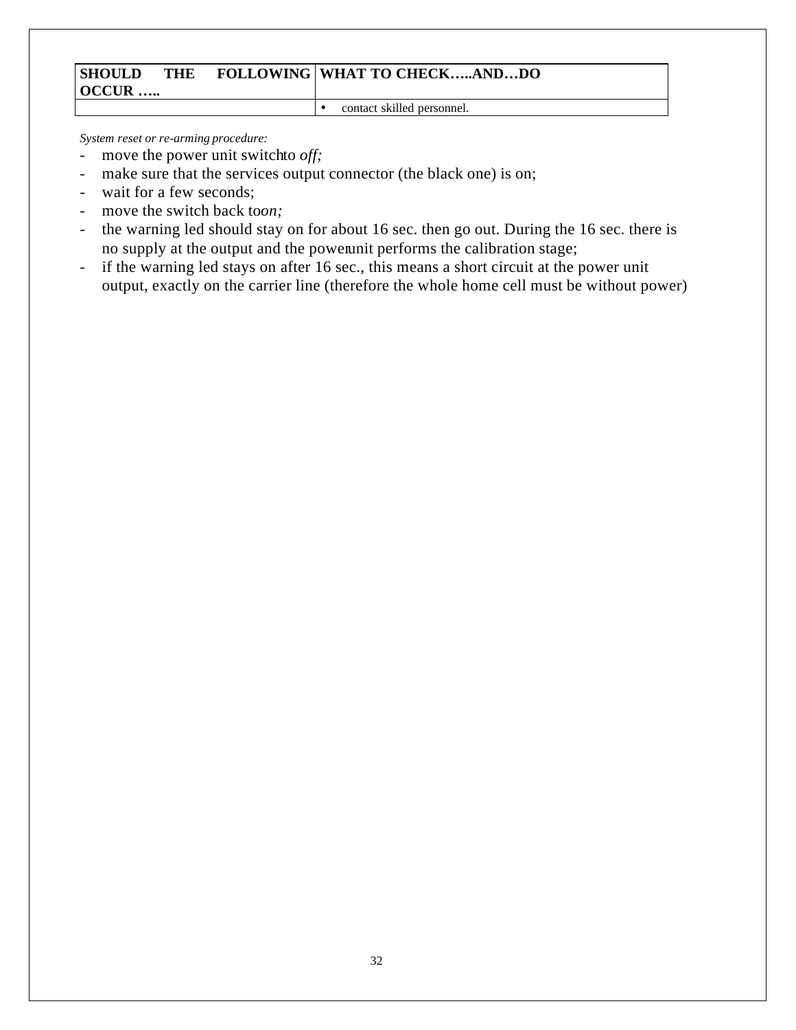| SHOULD THE FOLLOWING OCCUR ….. | WHAT TO CHECK…..AND…DO |
|---|---|
| | • contact skilled personnel. |

*System reset or re-arming procedure:*

- move the power unit switch to *off;*
- make sure that the services output connector (the black one) is on;
- wait for a few seconds;
- move the switch back to *on;*
- the warning led should stay on for about 16 sec. then go out. During the 16 sec. there is no supply at the output and the power unit performs the calibration stage;
- if the warning led stays on after 16 sec., this means a short circuit at the power unit output, exactly on the carrier line (therefore the whole home cell must be without power)